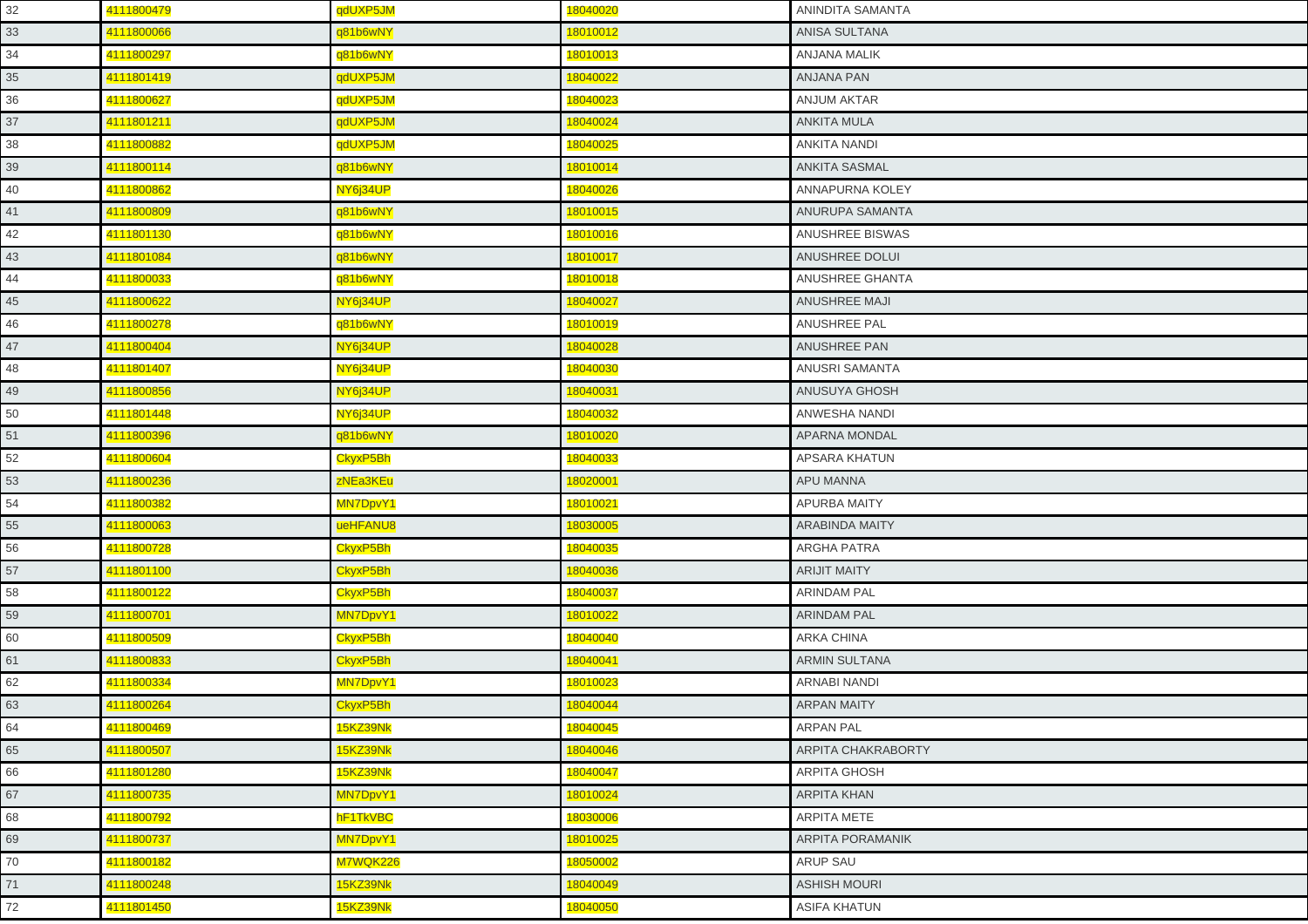| | | | | |
|---|---|---|---|---|
| 32 | 4111800479 | qdUXP5JM | 18040020 | ANINDITA SAMANTA |
| 33 | 4111800066 | q81b6wNY | 18010012 | ANISA SULTANA |
| 34 | 4111800297 | q81b6wNY | 18010013 | ANJANA MALIK |
| 35 | 4111801419 | qdUXP5JM | 18040022 | ANJANA PAN |
| 36 | 4111800627 | qdUXP5JM | 18040023 | ANJUM AKTAR |
| 37 | 4111801211 | qdUXP5JM | 18040024 | ANKITA MULA |
| 38 | 4111800882 | qdUXP5JM | 18040025 | ANKITA NANDI |
| 39 | 4111800114 | q81b6wNY | 18010014 | ANKITA SASMAL |
| 40 | 4111800862 | NY6j34UP | 18040026 | ANNAPURNA KOLEY |
| 41 | 4111800809 | q81b6wNY | 18010015 | ANURUPA SAMANTA |
| 42 | 4111801130 | q81b6wNY | 18010016 | ANUSHREE BISWAS |
| 43 | 4111801084 | q81b6wNY | 18010017 | ANUSHREE DOLUI |
| 44 | 4111800033 | q81b6wNY | 18010018 | ANUSHREE GHANTA |
| 45 | 4111800622 | NY6j34UP | 18040027 | ANUSHREE MAJI |
| 46 | 4111800278 | q81b6wNY | 18010019 | ANUSHREE PAL |
| 47 | 4111800404 | NY6j34UP | 18040028 | ANUSHREE PAN |
| 48 | 4111801407 | NY6j34UP | 18040030 | ANUSRI SAMANTA |
| 49 | 4111800856 | NY6j34UP | 18040031 | ANUSUYA GHOSH |
| 50 | 4111801448 | NY6j34UP | 18040032 | ANWESHA NANDI |
| 51 | 4111800396 | q81b6wNY | 18010020 | APARNA MONDAL |
| 52 | 4111800604 | CkyxP5Bh | 18040033 | APSARA KHATUN |
| 53 | 4111800236 | zNEa3KEu | 18020001 | APU MANNA |
| 54 | 4111800382 | MN7DpvY1 | 18010021 | APURBA MAITY |
| 55 | 4111800063 | ueHFANU8 | 18030005 | ARABINDA MAITY |
| 56 | 4111800728 | CkyxP5Bh | 18040035 | ARGHA PATRA |
| 57 | 4111801100 | CkyxP5Bh | 18040036 | ARIJIT MAITY |
| 58 | 4111800122 | CkyxP5Bh | 18040037 | ARINDAM PAL |
| 59 | 4111800701 | MN7DpvY1 | 18010022 | ARINDAM PAL |
| 60 | 4111800509 | CkyxP5Bh | 18040040 | ARKA CHINA |
| 61 | 4111800833 | CkyxP5Bh | 18040041 | ARMIN SULTANA |
| 62 | 4111800334 | MN7DpvY1 | 18010023 | ARNABI NANDI |
| 63 | 4111800264 | CkyxP5Bh | 18040044 | ARPAN MAITY |
| 64 | 4111800469 | 15KZ39Nk | 18040045 | ARPAN PAL |
| 65 | 4111800507 | 15KZ39Nk | 18040046 | ARPITA CHAKRABORTY |
| 66 | 4111801280 | 15KZ39Nk | 18040047 | ARPITA GHOSH |
| 67 | 4111800735 | MN7DpvY1 | 18010024 | ARPITA KHAN |
| 68 | 4111800792 | hF1TkVBC | 18030006 | ARPITA METE |
| 69 | 4111800737 | MN7DpvY1 | 18010025 | ARPITA PORAMANIK |
| 70 | 4111800182 | M7WQK226 | 18050002 | ARUP SAU |
| 71 | 4111800248 | 15KZ39Nk | 18040049 | ASHISH MOURI |
| 72 | 4111801450 | 15KZ39Nk | 18040050 | ASIFA KHATUN |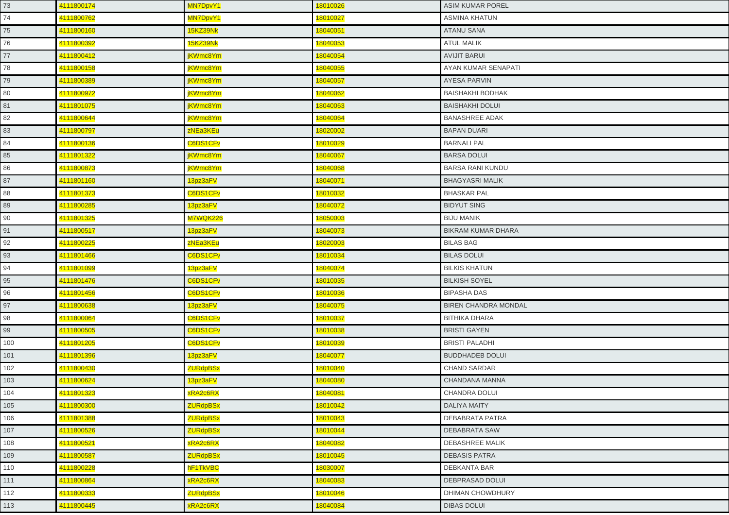| 73 | 4111800174 | MN7DpvY1 | 18010026 | ASIM KUMAR POREL |
|---|---|---|---|---|
| 74 | 4111800762 | MN7DpvY1 | 18010027 | ASMINA KHATUN |
| 75 | 4111800160 | 15KZ39Nk | 18040051 | ATANU SANA |
| 76 | 4111800392 | 15KZ39Nk | 18040053 | ATUL MALIK |
| 77 | 4111800412 | jKWmc8Ym | 18040054 | AVIJIT BARUI |
| 78 | 4111800158 | jKWmc8Ym | 18040055 | AYAN KUMAR SENAPATI |
| 79 | 4111800389 | jKWmc8Ym | 18040057 | AYESA PARVIN |
| 80 | 4111800972 | jKWmc8Ym | 18040062 | BAISHAKHI BODHAK |
| 81 | 4111801075 | jKWmc8Ym | 18040063 | BAISHAKHI DOLUI |
| 82 | 4111800644 | jKWmc8Ym | 18040064 | BANASHREE ADAK |
| 83 | 4111800797 | zNEa3KEu | 18020002 | BAPAN DUARI |
| 84 | 4111800136 | C6DS1CFv | 18010029 | BARNALI PAL |
| 85 | 4111801322 | jKWmc8Ym | 18040067 | BARSA DOLUI |
| 86 | 4111800873 | jKWmc8Ym | 18040068 | BARSA RANI KUNDU |
| 87 | 4111801160 | 13pz3aFV | 18040071 | BHAGYASRI MALIK |
| 88 | 4111801373 | C6DS1CFv | 18010032 | BHASKAR PAL |
| 89 | 4111800285 | 13pz3aFV | 18040072 | BIDYUT SING |
| 90 | 4111801325 | M7WQK226 | 18050003 | BIJU MANIK |
| 91 | 4111800517 | 13pz3aFV | 18040073 | BIKRAM KUMAR DHARA |
| 92 | 4111800225 | zNEa3KEu | 18020003 | BILAS BAG |
| 93 | 4111801466 | C6DS1CFv | 18010034 | BILAS DOLUI |
| 94 | 4111801099 | 13pz3aFV | 18040074 | BILKIS KHATUN |
| 95 | 4111801476 | C6DS1CFv | 18010035 | BILKISH SOYEL |
| 96 | 4111801456 | C6DS1CFv | 18010036 | BIPASHA DAS |
| 97 | 4111800638 | 13pz3aFV | 18040075 | BIREN CHANDRA MONDAL |
| 98 | 4111800064 | C6DS1CFv | 18010037 | BITHIKA DHARA |
| 99 | 4111800505 | C6DS1CFv | 18010038 | BRISTI GAYEN |
| 100 | 4111801205 | C6DS1CFv | 18010039 | BRISTI PALADHI |
| 101 | 4111801396 | 13pz3aFV | 18040077 | BUDDHADEB DOLUI |
| 102 | 4111800430 | ZURdpBSx | 18010040 | CHAND SARDAR |
| 103 | 4111800624 | 13pz3aFV | 18040080 | CHANDANA MANNA |
| 104 | 4111801323 | xRA2c6RX | 18040081 | CHANDRA DOLUI |
| 105 | 4111800300 | ZURdpBSx | 18010042 | DALIYA MAITY |
| 106 | 4111801388 | ZURdpBSx | 18010043 | DEBABRATA PATRA |
| 107 | 4111800526 | ZURdpBSx | 18010044 | DEBABRATA SAW |
| 108 | 4111800521 | xRA2c6RX | 18040082 | DEBASHREE MALIK |
| 109 | 4111800587 | ZURdpBSx | 18010045 | DEBASIS PATRA |
| 110 | 4111800228 | hF1TkVBC | 18030007 | DEBKANTA BAR |
| 111 | 4111800864 | xRA2c6RX | 18040083 | DEBPRASAD DOLUI |
| 112 | 4111800333 | ZURdpBSx | 18010046 | DHIMAN CHOWDHURY |
| 113 | 4111800445 | xRA2c6RX | 18040084 | DIBAS DOLUI |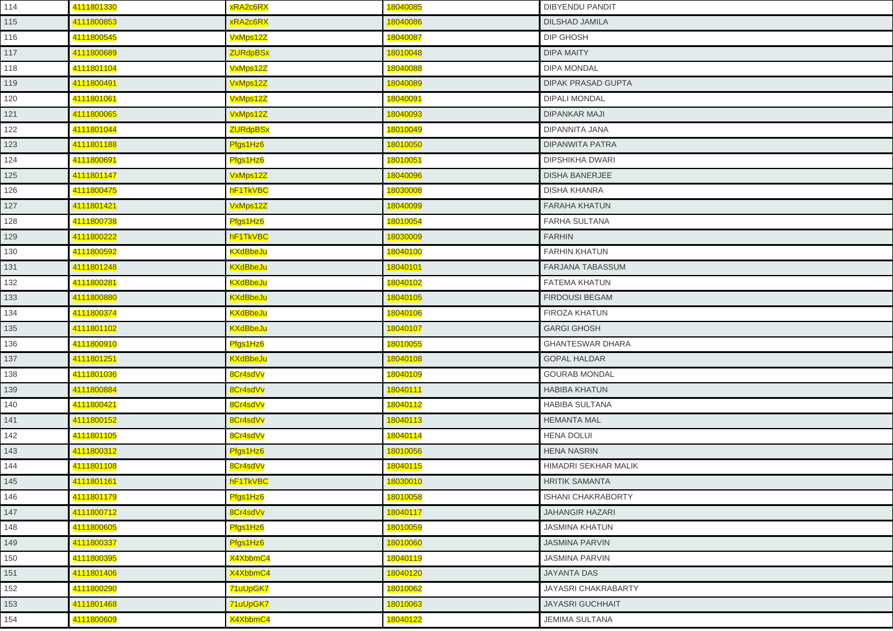| | | | | |
|---|---|---|---|---|
| 114 | 4111801330 | xRA2c6RX | 18040085 | DIBYENDU PANDIT |
| 115 | 4111800853 | xRA2c6RX | 18040086 | DILSHAD JAMILA |
| 116 | 4111800545 | VxMps12Z | 18040087 | DIP GHOSH |
| 117 | 4111800689 | ZURdpBSx | 18010048 | DIPA MAITY |
| 118 | 4111801104 | VxMps12Z | 18040088 | DIPA MONDAL |
| 119 | 4111800491 | VxMps12Z | 18040089 | DIPAK PRASAD GUPTA |
| 120 | 4111801061 | VxMps12Z | 18040091 | DIPALI MONDAL |
| 121 | 4111800065 | VxMps12Z | 18040093 | DIPANKAR MAJI |
| 122 | 4111801044 | ZURdpBSx | 18010049 | DIPANNITA JANA |
| 123 | 4111801188 | Pfgs1Hz6 | 18010050 | DIPANWITA PATRA |
| 124 | 4111800691 | Pfgs1Hz6 | 18010051 | DIPSHIKHA DWARI |
| 125 | 4111801147 | VxMps12Z | 18040096 | DISHA BANERJEE |
| 126 | 4111800475 | hF1TkVBC | 18030008 | DISHA KHANRA |
| 127 | 4111801421 | VxMps12Z | 18040099 | FARAHA KHATUN |
| 128 | 4111800738 | Pfgs1Hz6 | 18010054 | FARHA SULTANA |
| 129 | 4111800222 | hF1TkVBC | 18030009 | FARHIN |
| 130 | 4111800592 | KXdBbeJu | 18040100 | FARHIN KHATUN |
| 131 | 4111801248 | KXdBbeJu | 18040101 | FARJANA TABASSUM |
| 132 | 4111800281 | KXdBbeJu | 18040102 | FATEMA KHATUN |
| 133 | 4111800880 | KXdBbeJu | 18040105 | FIRDOUSI BEGAM |
| 134 | 4111800374 | KXdBbeJu | 18040106 | FIROZA KHATUN |
| 135 | 4111801102 | KXdBbeJu | 18040107 | GARGI GHOSH |
| 136 | 4111800910 | Pfgs1Hz6 | 18010055 | GHANTESWAR DHARA |
| 137 | 4111801251 | KXdBbeJu | 18040108 | GOPAL HALDAR |
| 138 | 4111801036 | 8Cr4sdVv | 18040109 | GOURAB MONDAL |
| 139 | 4111800884 | 8Cr4sdVv | 18040111 | HABIBA KHATUN |
| 140 | 4111800421 | 8Cr4sdVv | 18040112 | HABIBA SULTANA |
| 141 | 4111800152 | 8Cr4sdVv | 18040113 | HEMANTA MAL |
| 142 | 4111801105 | 8Cr4sdVv | 18040114 | HENA DOLUI |
| 143 | 4111800312 | Pfgs1Hz6 | 18010056 | HENA NASRIN |
| 144 | 4111801108 | 8Cr4sdVv | 18040115 | HIMADRI SEKHAR MALIK |
| 145 | 4111801161 | hF1TkVBC | 18030010 | HRITIK SAMANTA |
| 146 | 4111801179 | Pfgs1Hz6 | 18010058 | ISHANI CHAKRABORTY |
| 147 | 4111800712 | 8Cr4sdVv | 18040117 | JAHANGIR HAZARI |
| 148 | 4111800605 | Pfgs1Hz6 | 18010059 | JASMINA KHATUN |
| 149 | 4111800337 | Pfgs1Hz6 | 18010060 | JASMINA PARVIN |
| 150 | 4111800395 | X4XbbmC4 | 18040119 | JASMINA PARVIN |
| 151 | 4111801406 | X4XbbmC4 | 18040120 | JAYANTA DAS |
| 152 | 4111800290 | 71uUpGK7 | 18010062 | JAYASRI CHAKRABARTY |
| 153 | 4111801468 | 71uUpGK7 | 18010063 | JAYASRI GUCHHAIT |
| 154 | 4111800609 | X4XbbmC4 | 18040122 | JEMIMA SULTANA |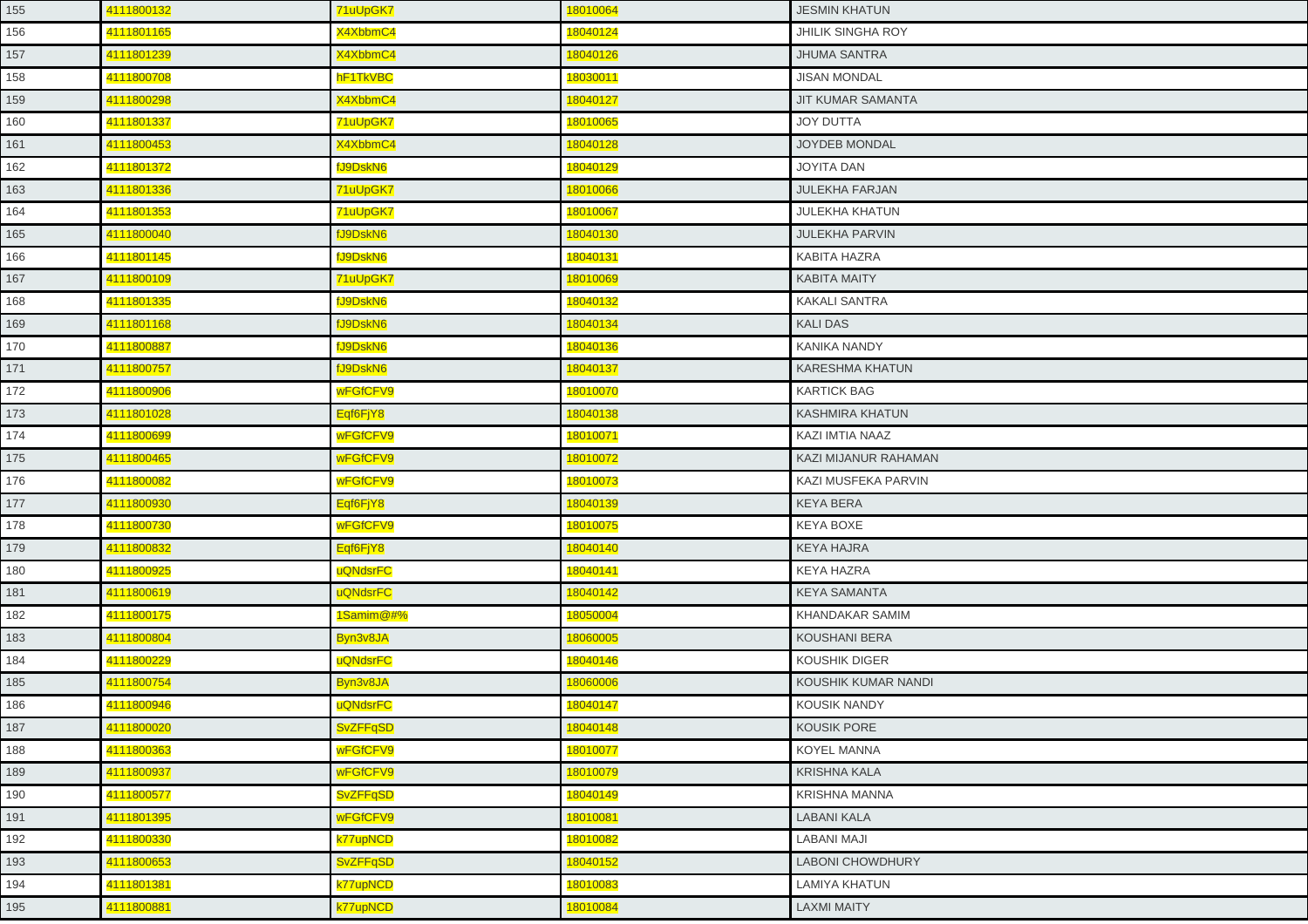| | | | | |
|---|---|---|---|---|
| 155 | 4111800132 | 71uUpGK7 | 18010064 | JESMIN KHATUN |
| 156 | 4111801165 | X4XbbmC4 | 18040124 | JHILIK SINGHA ROY |
| 157 | 4111801239 | X4XbbmC4 | 18040126 | JHUMA SANTRA |
| 158 | 4111800708 | hF1TkVBC | 18030011 | JISAN MONDAL |
| 159 | 4111800298 | X4XbbmC4 | 18040127 | JIT KUMAR SAMANTA |
| 160 | 4111801337 | 71uUpGK7 | 18010065 | JOY DUTTA |
| 161 | 4111800453 | X4XbbmC4 | 18040128 | JOYDEB MONDAL |
| 162 | 4111801372 | fJ9DskN6 | 18040129 | JOYITA DAN |
| 163 | 4111801336 | 71uUpGK7 | 18010066 | JULEKHA FARJAN |
| 164 | 4111801353 | 71uUpGK7 | 18010067 | JULEKHA KHATUN |
| 165 | 4111800040 | fJ9DskN6 | 18040130 | JULEKHA PARVIN |
| 166 | 4111801145 | fJ9DskN6 | 18040131 | KABITA HAZRA |
| 167 | 4111800109 | 71uUpGK7 | 18010069 | KABITA MAITY |
| 168 | 4111801335 | fJ9DskN6 | 18040132 | KAKALI SANTRA |
| 169 | 4111801168 | fJ9DskN6 | 18040134 | KALI DAS |
| 170 | 4111800887 | fJ9DskN6 | 18040136 | KANIKA NANDY |
| 171 | 4111800757 | fJ9DskN6 | 18040137 | KARESHMA KHATUN |
| 172 | 4111800906 | wFGfCFV9 | 18010070 | KARTICK BAG |
| 173 | 4111801028 | Eqf6FjY8 | 18040138 | KASHMIRA KHATUN |
| 174 | 4111800699 | wFGfCFV9 | 18010071 | KAZI IMTIA NAAZ |
| 175 | 4111800465 | wFGfCFV9 | 18010072 | KAZI MIJANUR RAHAMAN |
| 176 | 4111800082 | wFGfCFV9 | 18010073 | KAZI MUSFEKA PARVIN |
| 177 | 4111800930 | Eqf6FjY8 | 18040139 | KEYA BERA |
| 178 | 4111800730 | wFGfCFV9 | 18010075 | KEYA BOXE |
| 179 | 4111800832 | Eqf6FjY8 | 18040140 | KEYA HAJRA |
| 180 | 4111800925 | uQNdsrFC | 18040141 | KEYA HAZRA |
| 181 | 4111800619 | uQNdsrFC | 18040142 | KEYA SAMANTA |
| 182 | 4111800175 | 1Samim@#% | 18050004 | KHANDAKAR SAMIM |
| 183 | 4111800804 | Byn3v8JA | 18060005 | KOUSHANI BERA |
| 184 | 4111800229 | uQNdsrFC | 18040146 | KOUSHIK DIGER |
| 185 | 4111800754 | Byn3v8JA | 18060006 | KOUSHIK KUMAR NANDI |
| 186 | 4111800946 | uQNdsrFC | 18040147 | KOUSIK NANDY |
| 187 | 4111800020 | SvZFFqSD | 18040148 | KOUSIK PORE |
| 188 | 4111800363 | wFGfCFV9 | 18010077 | KOYEL MANNA |
| 189 | 4111800937 | wFGfCFV9 | 18010079 | KRISHNA KALA |
| 190 | 4111800577 | SvZFFqSD | 18040149 | KRISHNA MANNA |
| 191 | 4111801395 | wFGfCFV9 | 18010081 | LABANI KALA |
| 192 | 4111800330 | k77upNCD | 18010082 | LABANI MAJI |
| 193 | 4111800653 | SvZFFqSD | 18040152 | LABONI CHOWDHURY |
| 194 | 4111801381 | k77upNCD | 18010083 | LAMIYA KHATUN |
| 195 | 4111800881 | k77upNCD | 18010084 | LAXMI MAITY |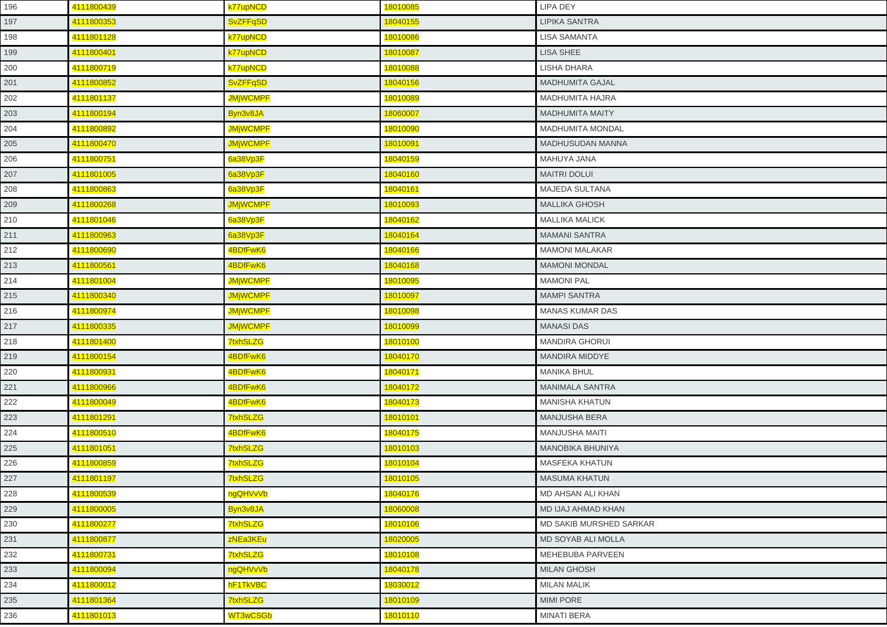| | | | | |
|---|---|---|---|---|
| 196 | 4111800439 | k77upNCD | 18010085 | LIPA DEY |
| 197 | 4111800353 | SvZFFqSD | 18040155 | LIPIKA SANTRA |
| 198 | 4111801128 | k77upNCD | 18010086 | LISA SAMANTA |
| 199 | 4111800401 | k77upNCD | 18010087 | LISA SHEE |
| 200 | 4111800719 | k77upNCD | 18010088 | LISHA DHARA |
| 201 | 4111800852 | SvZFFqSD | 18040156 | MADHUMITA GAJAL |
| 202 | 4111801137 | JMjWCMPF | 18010089 | MADHUMITA HAJRA |
| 203 | 4111800194 | Byn3v8JA | 18060007 | MADHUMITA MAITY |
| 204 | 4111800892 | JMjWCMPF | 18010090 | MADHUMITA MONDAL |
| 205 | 4111800470 | JMjWCMPF | 18010091 | MADHUSUDAN MANNA |
| 206 | 4111800751 | 6a38Vp3F | 18040159 | MAHUYA JANA |
| 207 | 4111801005 | 6a38Vp3F | 18040160 | MAITRI DOLUI |
| 208 | 4111800863 | 6a38Vp3F | 18040161 | MAJEDA SULTANA |
| 209 | 4111800268 | JMjWCMPF | 18010093 | MALLIKA GHOSH |
| 210 | 4111801046 | 6a38Vp3F | 18040162 | MALLIKA MALICK |
| 211 | 4111800963 | 6a38Vp3F | 18040164 | MAMANI SANTRA |
| 212 | 4111800690 | 4BDfFwK6 | 18040166 | MAMONI MALAKAR |
| 213 | 4111800561 | 4BDfFwK6 | 18040168 | MAMONI MONDAL |
| 214 | 4111801004 | JMjWCMPF | 18010095 | MAMONI PAL |
| 215 | 4111800340 | JMjWCMPF | 18010097 | MAMPI SANTRA |
| 216 | 4111800974 | JMjWCMPF | 18010098 | MANAS KUMAR DAS |
| 217 | 4111800335 | JMjWCMPF | 18010099 | MANASI DAS |
| 218 | 4111801400 | 7txhSLZG | 18010100 | MANDIRA GHORUI |
| 219 | 4111800154 | 4BDfFwK6 | 18040170 | MANDIRA MIDDYE |
| 220 | 4111800931 | 4BDfFwK6 | 18040171 | MANIKA BHUL |
| 221 | 4111800966 | 4BDfFwK6 | 18040172 | MANIMALA SANTRA |
| 222 | 4111800049 | 4BDfFwK6 | 18040173 | MANISHA KHATUN |
| 223 | 4111801291 | 7txhSLZG | 18010101 | MANJUSHA BERA |
| 224 | 4111800510 | 4BDfFwK6 | 18040175 | MANJUSHA MAITI |
| 225 | 4111801051 | 7txhSLZG | 18010103 | MANOBIKA BHUNIYA |
| 226 | 4111800859 | 7txhSLZG | 18010104 | MASFEKA KHATUN |
| 227 | 4111801197 | 7txhSLZG | 18010105 | MASUMA KHATUN |
| 228 | 4111800539 | ngQHVvVb | 18040176 | MD AHSAN ALI KHAN |
| 229 | 4111800005 | Byn3v8JA | 18060008 | MD IJAJ AHMAD KHAN |
| 230 | 4111800277 | 7txhSLZG | 18010106 | MD SAKIB MURSHED SARKAR |
| 231 | 4111800877 | zNEa3KEu | 18020005 | MD SOYAB ALI MOLLA |
| 232 | 4111800731 | 7txhSLZG | 18010108 | MEHEBUBA PARVEEN |
| 233 | 4111800094 | ngQHVvVb | 18040178 | MILAN GHOSH |
| 234 | 4111800012 | hF1TkVBC | 18030012 | MILAN MALIK |
| 235 | 4111801364 | 7txhSLZG | 18010109 | MIMI PORE |
| 236 | 4111801013 | WT3wCSGb | 18010110 | MINATI BERA |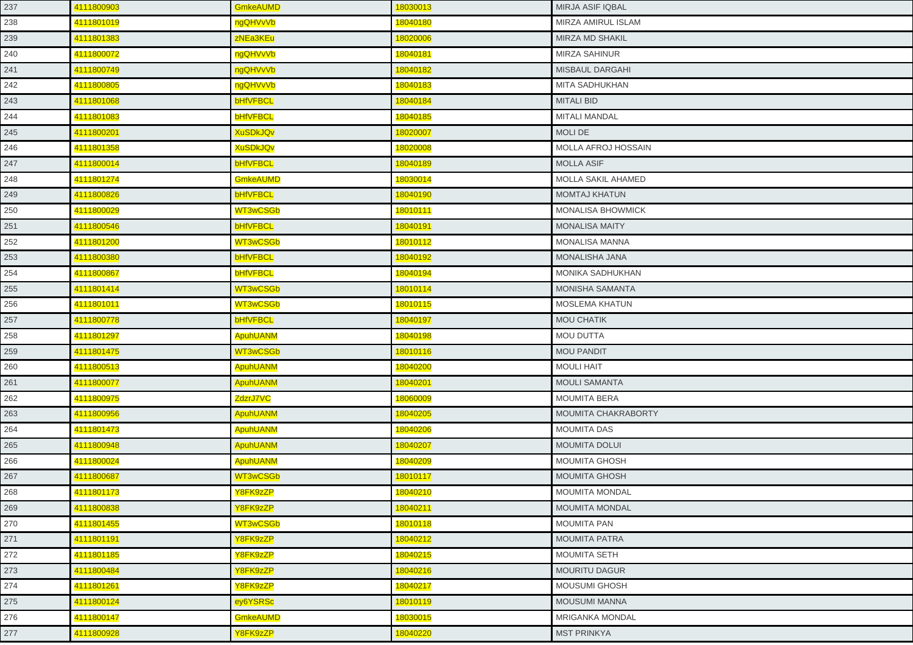| 237 | 4111800903 | GmkeAUMD | 18030013 | MIRJA ASIF IQBAL |
|---|---|---|---|---|
| 238 | 4111801019 | ngQHVvVb | 18040180 | MIRZA AMIRUL ISLAM |
| 239 | 4111801383 | zNEa3KEu | 18020006 | MIRZA MD SHAKIL |
| 240 | 4111800072 | ngQHVvVb | 18040181 | MIRZA SAHINUR |
| 241 | 4111800749 | ngQHVvVb | 18040182 | MISBAUL DARGAHI |
| 242 | 4111800805 | ngQHVvVb | 18040183 | MITA SADHUKHAN |
| 243 | 4111801068 | bHfVFBCL | 18040184 | MITALI BID |
| 244 | 4111801083 | bHfVFBCL | 18040185 | MITALI MANDAL |
| 245 | 4111800201 | XuSDkJQv | 18020007 | MOLI DE |
| 246 | 4111801358 | XuSDkJQv | 18020008 | MOLLA AFROJ HOSSAIN |
| 247 | 4111800014 | bHfVFBCL | 18040189 | MOLLA ASIF |
| 248 | 4111801274 | GmkeAUMD | 18030014 | MOLLA SAKIL AHAMED |
| 249 | 4111800826 | bHfVFBCL | 18040190 | MOMTAJ KHATUN |
| 250 | 4111800029 | WT3wCSGb | 18010111 | MONALISA BHOWMICK |
| 251 | 4111800546 | bHfVFBCL | 18040191 | MONALISA MAITY |
| 252 | 4111801200 | WT3wCSGb | 18010112 | MONALISA MANNA |
| 253 | 4111800380 | bHfVFBCL | 18040192 | MONALISHA JANA |
| 254 | 4111800867 | bHfVFBCL | 18040194 | MONIKA SADHUKHAN |
| 255 | 4111801414 | WT3wCSGb | 18010114 | MONISHA SAMANTA |
| 256 | 4111801011 | WT3wCSGb | 18010115 | MOSLEMA KHATUN |
| 257 | 4111800778 | bHfVFBCL | 18040197 | MOU CHATIK |
| 258 | 4111801297 | ApuhUANM | 18040198 | MOU DUTTA |
| 259 | 4111801475 | WT3wCSGb | 18010116 | MOU PANDIT |
| 260 | 4111800513 | ApuhUANM | 18040200 | MOULI HAIT |
| 261 | 4111800077 | ApuhUANM | 18040201 | MOULI SAMANTA |
| 262 | 4111800975 | ZdzrJ7VC | 18060009 | MOUMITA BERA |
| 263 | 4111800956 | ApuhUANM | 18040205 | MOUMITA CHAKRABORTY |
| 264 | 4111801473 | ApuhUANM | 18040206 | MOUMITA DAS |
| 265 | 4111800948 | ApuhUANM | 18040207 | MOUMITA DOLUI |
| 266 | 4111800024 | ApuhUANM | 18040209 | MOUMITA GHOSH |
| 267 | 4111800687 | WT3wCSGb | 18010117 | MOUMITA GHOSH |
| 268 | 4111801173 | Y8FK9zZP | 18040210 | MOUMITA MONDAL |
| 269 | 4111800838 | Y8FK9zZP | 18040211 | MOUMITA MONDAL |
| 270 | 4111801455 | WT3wCSGb | 18010118 | MOUMITA PAN |
| 271 | 4111801191 | Y8FK9zZP | 18040212 | MOUMITA PATRA |
| 272 | 4111801185 | Y8FK9zZP | 18040215 | MOUMITA SETH |
| 273 | 4111800484 | Y8FK9zZP | 18040216 | MOURITU DAGUR |
| 274 | 4111801261 | Y8FK9zZP | 18040217 | MOUSUMI GHOSH |
| 275 | 4111800124 | ey6YSRSc | 18010119 | MOUSUMI MANNA |
| 276 | 4111800147 | GmkeAUMD | 18030015 | MRIGANKA MONDAL |
| 277 | 4111800928 | Y8FK9zZP | 18040220 | MST PRINKYA |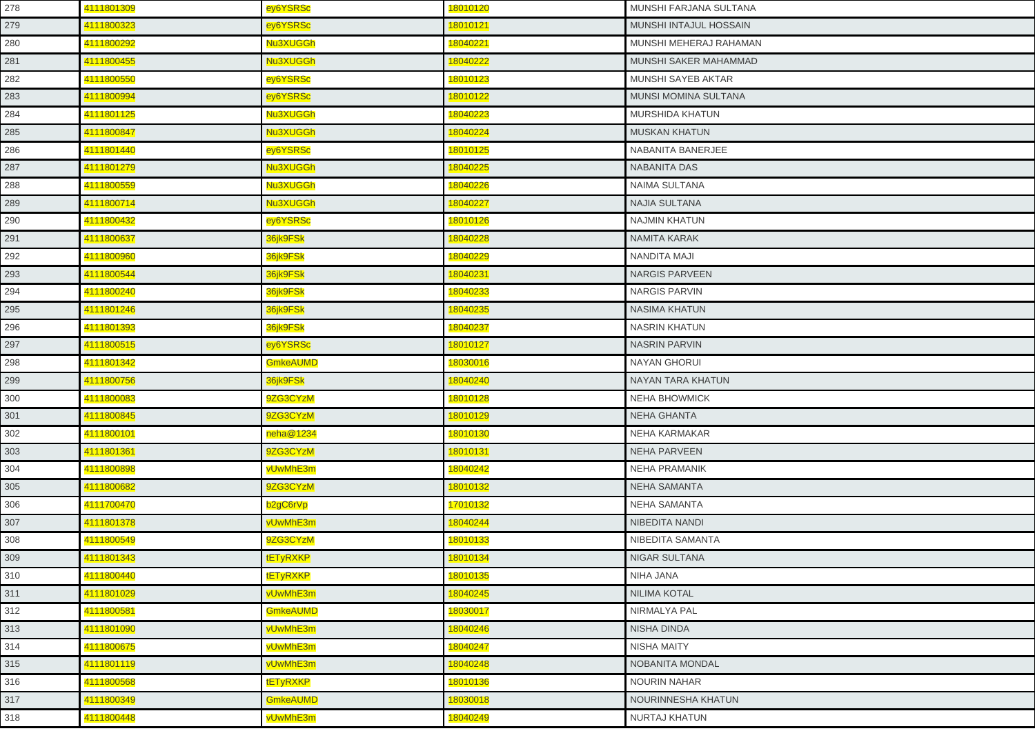| | | | | |
|---|---|---|---|---|
| 278 | 4111801309 | ey6YSRSc | 18010120 | MUNSHI FARJANA SULTANA |
| 279 | 4111800323 | ey6YSRSc | 18010121 | MUNSHI INTAJUL HOSSAIN |
| 280 | 4111800292 | Nu3XUGGh | 18040221 | MUNSHI MEHERAJ RAHAMAN |
| 281 | 4111800455 | Nu3XUGGh | 18040222 | MUNSHI SAKER MAHAMMAD |
| 282 | 4111800550 | ey6YSRSc | 18010123 | MUNSHI SAYEB AKTAR |
| 283 | 4111800994 | ey6YSRSc | 18010122 | MUNSI MOMINA SULTANA |
| 284 | 4111801125 | Nu3XUGGh | 18040223 | MURSHIDA KHATUN |
| 285 | 4111800847 | Nu3XUGGh | 18040224 | MUSKAN KHATUN |
| 286 | 4111801440 | ey6YSRSc | 18010125 | NABANITA BANERJEE |
| 287 | 4111801279 | Nu3XUGGh | 18040225 | NABANITA DAS |
| 288 | 4111800559 | Nu3XUGGh | 18040226 | NAIMA SULTANA |
| 289 | 4111800714 | Nu3XUGGh | 18040227 | NAJIA SULTANA |
| 290 | 4111800432 | ey6YSRSc | 18010126 | NAJMIN KHATUN |
| 291 | 4111800637 | 36jk9FSk | 18040228 | NAMITA KARAK |
| 292 | 4111800960 | 36jk9FSk | 18040229 | NANDITA MAJI |
| 293 | 4111800544 | 36jk9FSk | 18040231 | NARGIS PARVEEN |
| 294 | 4111800240 | 36jk9FSk | 18040233 | NARGIS PARVIN |
| 295 | 4111801246 | 36jk9FSk | 18040235 | NASIMA KHATUN |
| 296 | 4111801393 | 36jk9FSk | 18040237 | NASRIN KHATUN |
| 297 | 4111800515 | ey6YSRSc | 18010127 | NASRIN PARVIN |
| 298 | 4111801342 | GmkeAUMD | 18030016 | NAYAN GHORUI |
| 299 | 4111800756 | 36jk9FSk | 18040240 | NAYAN TARA KHATUN |
| 300 | 4111800083 | 9ZG3CYzM | 18010128 | NEHA BHOWMICK |
| 301 | 4111800845 | 9ZG3CYzM | 18010129 | NEHA GHANTA |
| 302 | 4111800101 | neha@1234 | 18010130 | NEHA KARMAKAR |
| 303 | 4111801361 | 9ZG3CYzM | 18010131 | NEHA PARVEEN |
| 304 | 4111800898 | vUwMhE3m | 18040242 | NEHA PRAMANIK |
| 305 | 4111800682 | 9ZG3CYzM | 18010132 | NEHA SAMANTA |
| 306 | 4111700470 | b2gC6rVp | 17010132 | NEHA SAMANTA |
| 307 | 4111801378 | vUwMhE3m | 18040244 | NIBEDITA NANDI |
| 308 | 4111800549 | 9ZG3CYzM | 18010133 | NIBEDITA SAMANTA |
| 309 | 4111801343 | tETyRXKP | 18010134 | NIGAR SULTANA |
| 310 | 4111800440 | tETyRXKP | 18010135 | NIHA JANA |
| 311 | 4111801029 | vUwMhE3m | 18040245 | NILIMA KOTAL |
| 312 | 4111800581 | GmkeAUMD | 18030017 | NIRMALYA PAL |
| 313 | 4111801090 | vUwMhE3m | 18040246 | NISHA DINDA |
| 314 | 4111800675 | vUwMhE3m | 18040247 | NISHA MAITY |
| 315 | 4111801119 | vUwMhE3m | 18040248 | NOBANITA MONDAL |
| 316 | 4111800568 | tETyRXKP | 18010136 | NOURIN NAHAR |
| 317 | 4111800349 | GmkeAUMD | 18030018 | NOURINNESHA KHATUN |
| 318 | 4111800448 | vUwMhE3m | 18040249 | NURTAJ KHATUN |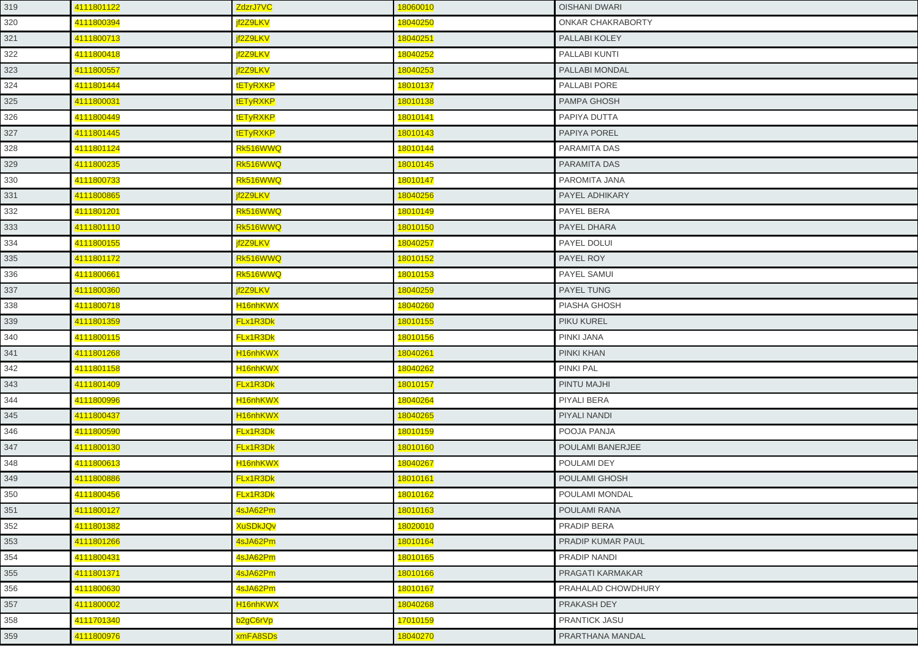| 319 | 4111801122 | ZdzrJ7VC | 18060010 | OISHANI DWARI |
|---|---|---|---|---|
| 320 | 4111800394 | jf2Z9LKV | 18040250 | ONKAR CHAKRABORTY |
| 321 | 4111800713 | jf2Z9LKV | 18040251 | PALLABI KOLEY |
| 322 | 4111800418 | jf2Z9LKV | 18040252 | PALLABI KUNTI |
| 323 | 4111800557 | jf2Z9LKV | 18040253 | PALLABI MONDAL |
| 324 | 4111801444 | tETyRXKP | 18010137 | PALLABI PORE |
| 325 | 4111800031 | tETyRXKP | 18010138 | PAMPA GHOSH |
| 326 | 4111800449 | tETyRXKP | 18010141 | PAPIYA DUTTA |
| 327 | 4111801445 | tETyRXKP | 18010143 | PAPIYA POREL |
| 328 | 4111801124 | Rk516WWQ | 18010144 | PARAMITA DAS |
| 329 | 4111800235 | Rk516WWQ | 18010145 | PARAMITA DAS |
| 330 | 4111800733 | Rk516WWQ | 18010147 | PAROMITA JANA |
| 331 | 4111800865 | jf2Z9LKV | 18040256 | PAYEL ADHIKARY |
| 332 | 4111801201 | Rk516WWQ | 18010149 | PAYEL BERA |
| 333 | 4111801110 | Rk516WWQ | 18010150 | PAYEL DHARA |
| 334 | 4111800155 | jf2Z9LKV | 18040257 | PAYEL DOLUI |
| 335 | 4111801172 | Rk516WWQ | 18010152 | PAYEL ROY |
| 336 | 4111800661 | Rk516WWQ | 18010153 | PAYEL SAMUI |
| 337 | 4111800360 | jf2Z9LKV | 18040259 | PAYEL TUNG |
| 338 | 4111800718 | H16nhKWX | 18040260 | PIASHA GHOSH |
| 339 | 4111801359 | FLx1R3Dk | 18010155 | PIKU KUREL |
| 340 | 4111800115 | FLx1R3Dk | 18010156 | PINKI JANA |
| 341 | 4111801268 | H16nhKWX | 18040261 | PINKI KHAN |
| 342 | 4111801158 | H16nhKWX | 18040262 | PINKI PAL |
| 343 | 4111801409 | FLx1R3Dk | 18010157 | PINTU MAJHI |
| 344 | 4111800996 | H16nhKWX | 18040264 | PIYALI BERA |
| 345 | 4111800437 | H16nhKWX | 18040265 | PIYALI NANDI |
| 346 | 4111800590 | FLx1R3Dk | 18010159 | POOJA PANJA |
| 347 | 4111800130 | FLx1R3Dk | 18010160 | POULAMI BANERJEE |
| 348 | 4111800613 | H16nhKWX | 18040267 | POULAMI DEY |
| 349 | 4111800886 | FLx1R3Dk | 18010161 | POULAMI GHOSH |
| 350 | 4111800456 | FLx1R3Dk | 18010162 | POULAMI MONDAL |
| 351 | 4111800127 | 4sJA62Pm | 18010163 | POULAMI RANA |
| 352 | 4111801382 | XuSDkJQv | 18020010 | PRADIP BERA |
| 353 | 4111801266 | 4sJA62Pm | 18010164 | PRADIP KUMAR PAUL |
| 354 | 4111800431 | 4sJA62Pm | 18010165 | PRADIP NANDI |
| 355 | 4111801371 | 4sJA62Pm | 18010166 | PRAGATI KARMAKAR |
| 356 | 4111800630 | 4sJA62Pm | 18010167 | PRAHALAD CHOWDHURY |
| 357 | 4111800002 | H16nhKWX | 18040268 | PRAKASH DEY |
| 358 | 4111701340 | b2gC6rVp | 17010159 | PRANTICK JASU |
| 359 | 4111800976 | xmFA8SDs | 18040270 | PRARTHANA MANDAL |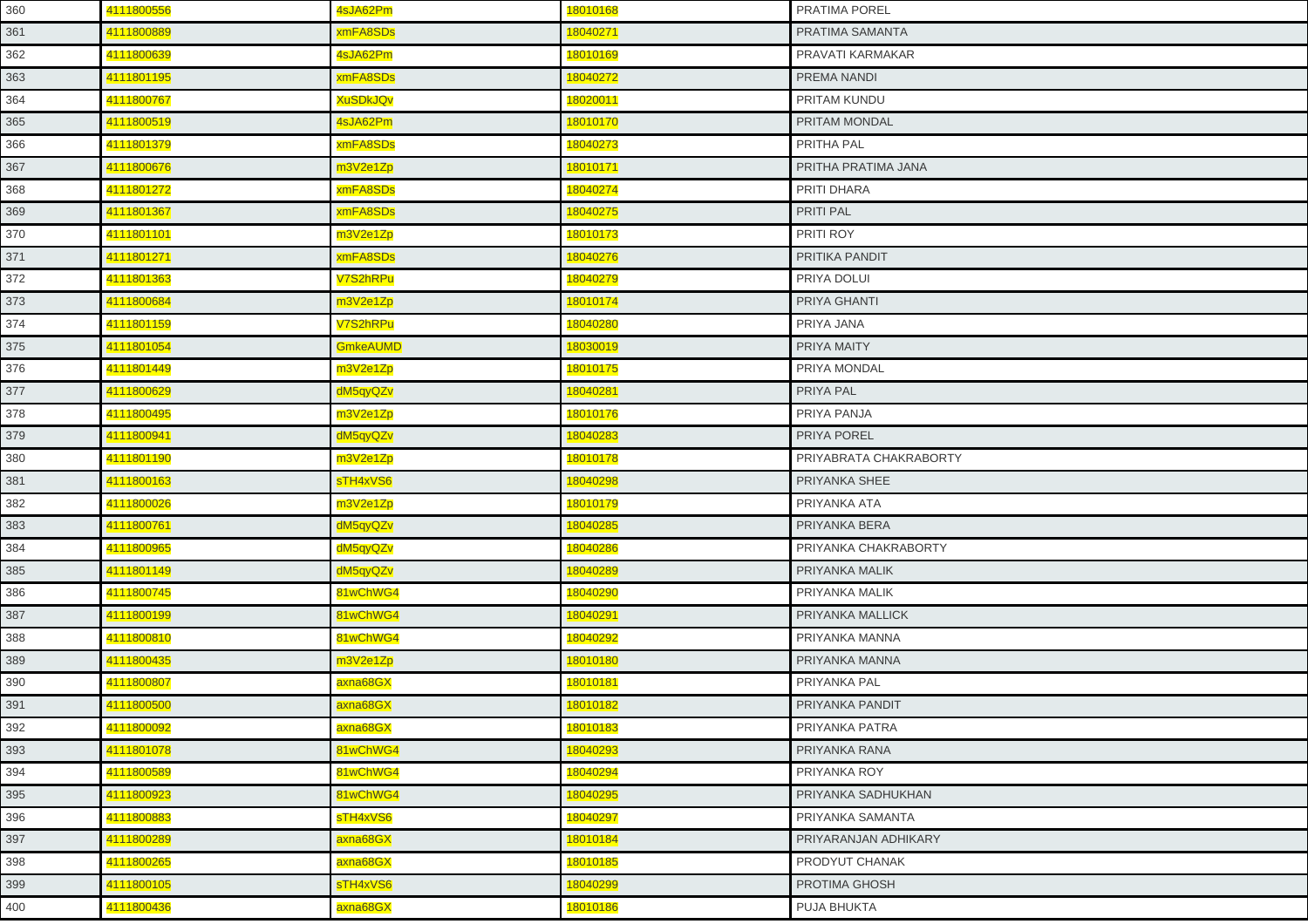| | | | | |
|---|---|---|---|---|
| 360 | 4111800556 | 4sJA62Pm | 18010168 | PRATIMA POREL |
| 361 | 4111800889 | xmFA8SDs | 18040271 | PRATIMA SAMANTA |
| 362 | 4111800639 | 4sJA62Pm | 18010169 | PRAVATI KARMAKAR |
| 363 | 4111801195 | xmFA8SDs | 18040272 | PREMA NANDI |
| 364 | 4111800767 | XuSDkJQv | 18020011 | PRITAM KUNDU |
| 365 | 4111800519 | 4sJA62Pm | 18010170 | PRITAM MONDAL |
| 366 | 4111801379 | xmFA8SDs | 18040273 | PRITHA PAL |
| 367 | 4111800676 | m3V2e1Zp | 18010171 | PRITHA PRATIMA JANA |
| 368 | 4111801272 | xmFA8SDs | 18040274 | PRITI DHARA |
| 369 | 4111801367 | xmFA8SDs | 18040275 | PRITI PAL |
| 370 | 4111801101 | m3V2e1Zp | 18010173 | PRITI ROY |
| 371 | 4111801271 | xmFA8SDs | 18040276 | PRITIKA PANDIT |
| 372 | 4111801363 | V7S2hRPu | 18040279 | PRIYA DOLUI |
| 373 | 4111800684 | m3V2e1Zp | 18010174 | PRIYA GHANTI |
| 374 | 4111801159 | V7S2hRPu | 18040280 | PRIYA JANA |
| 375 | 4111801054 | GmkeAUMD | 18030019 | PRIYA MAITY |
| 376 | 4111801449 | m3V2e1Zp | 18010175 | PRIYA MONDAL |
| 377 | 4111800629 | dM5qyQZv | 18040281 | PRIYA PAL |
| 378 | 4111800495 | m3V2e1Zp | 18010176 | PRIYA PANJA |
| 379 | 4111800941 | dM5qyQZv | 18040283 | PRIYA POREL |
| 380 | 4111801190 | m3V2e1Zp | 18010178 | PRIYABRATA CHAKRABORTY |
| 381 | 4111800163 | sTH4xVS6 | 18040298 | PRIYANKA SHEE |
| 382 | 4111800026 | m3V2e1Zp | 18010179 | PRIYANKA ATA |
| 383 | 4111800761 | dM5qyQZv | 18040285 | PRIYANKA BERA |
| 384 | 4111800965 | dM5qyQZv | 18040286 | PRIYANKA CHAKRABORTY |
| 385 | 4111801149 | dM5qyQZv | 18040289 | PRIYANKA MALIK |
| 386 | 4111800745 | 81wChWG4 | 18040290 | PRIYANKA MALIK |
| 387 | 4111800199 | 81wChWG4 | 18040291 | PRIYANKA MALLICK |
| 388 | 4111800810 | 81wChWG4 | 18040292 | PRIYANKA MANNA |
| 389 | 4111800435 | m3V2e1Zp | 18010180 | PRIYANKA MANNA |
| 390 | 4111800807 | axna68GX | 18010181 | PRIYANKA PAL |
| 391 | 4111800500 | axna68GX | 18010182 | PRIYANKA PANDIT |
| 392 | 4111800092 | axna68GX | 18010183 | PRIYANKA PATRA |
| 393 | 4111801078 | 81wChWG4 | 18040293 | PRIYANKA RANA |
| 394 | 4111800589 | 81wChWG4 | 18040294 | PRIYANKA ROY |
| 395 | 4111800923 | 81wChWG4 | 18040295 | PRIYANKA SADHUKHAN |
| 396 | 4111800883 | sTH4xVS6 | 18040297 | PRIYANKA SAMANTA |
| 397 | 4111800289 | axna68GX | 18010184 | PRIYARANJAN ADHIKARY |
| 398 | 4111800265 | axna68GX | 18010185 | PRODYUT CHANAK |
| 399 | 4111800105 | sTH4xVS6 | 18040299 | PROTIMA GHOSH |
| 400 | 4111800436 | axna68GX | 18010186 | PUJA BHUKTA |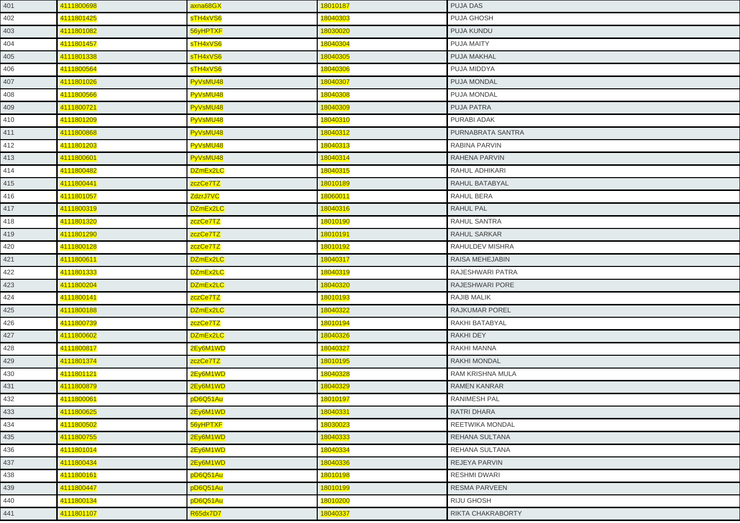| | | | | |
|---|---|---|---|---|
| 401 | 4111800698 | axna68GX | 18010187 | PUJA DAS |
| 402 | 4111801425 | sTH4xVS6 | 18040303 | PUJA GHOSH |
| 403 | 4111801082 | 56yHPTXF | 18030020 | PUJA KUNDU |
| 404 | 4111801457 | sTH4xVS6 | 18040304 | PUJA MAITY |
| 405 | 4111801338 | sTH4xVS6 | 18040305 | PUJA MAKHAL |
| 406 | 4111800564 | sTH4xVS6 | 18040306 | PUJA MIDDYA |
| 407 | 4111801026 | PyVsMU48 | 18040307 | PUJA MONDAL |
| 408 | 4111800566 | PyVsMU48 | 18040308 | PUJA MONDAL |
| 409 | 4111800721 | PyVsMU48 | 18040309 | PUJA PATRA |
| 410 | 4111801209 | PyVsMU48 | 18040310 | PURABI ADAK |
| 411 | 4111800868 | PyVsMU48 | 18040312 | PURNABRATA SANTRA |
| 412 | 4111801203 | PyVsMU48 | 18040313 | RABINA PARVIN |
| 413 | 4111800601 | PyVsMU48 | 18040314 | RAHENA PARVIN |
| 414 | 4111800482 | DZmEx2LC | 18040315 | RAHUL ADHIKARI |
| 415 | 4111800441 | zczCe7TZ | 18010189 | RAHUL BATABYAL |
| 416 | 4111801057 | ZdzrJ7VC | 18060011 | RAHUL BERA |
| 417 | 4111800319 | DZmEx2LC | 18040316 | RAHUL PAL |
| 418 | 4111801320 | zczCe7TZ | 18010190 | RAHUL SANTRA |
| 419 | 4111801290 | zczCe7TZ | 18010191 | RAHUL SARKAR |
| 420 | 4111800128 | zczCe7TZ | 18010192 | RAHULDEV MISHRA |
| 421 | 4111800611 | DZmEx2LC | 18040317 | RAISA MEHEJABIN |
| 422 | 4111801333 | DZmEx2LC | 18040319 | RAJESHWARI PATRA |
| 423 | 4111800204 | DZmEx2LC | 18040320 | RAJESHWARI PORE |
| 424 | 4111800141 | zczCe7TZ | 18010193 | RAJIB MALIK |
| 425 | 4111800188 | DZmEx2LC | 18040322 | RAJKUMAR POREL |
| 426 | 4111800739 | zczCe7TZ | 18010194 | RAKHI BATABYAL |
| 427 | 4111800602 | DZmEx2LC | 18040326 | RAKHI DEY |
| 428 | 4111800817 | 2Ey6M1WD | 18040327 | RAKHI MANNA |
| 429 | 4111801374 | zczCe7TZ | 18010195 | RAKHI MONDAL |
| 430 | 4111801121 | 2Ey6M1WD | 18040328 | RAM KRISHNA MULA |
| 431 | 4111800879 | 2Ey6M1WD | 18040329 | RAMEN KANRAR |
| 432 | 4111800061 | pD6Q51Au | 18010197 | RANIMESH PAL |
| 433 | 4111800625 | 2Ey6M1WD | 18040331 | RATRI DHARA |
| 434 | 4111800502 | 56yHPTXF | 18030023 | REETWIKA MONDAL |
| 435 | 4111800755 | 2Ey6M1WD | 18040333 | REHANA SULTANA |
| 436 | 4111801014 | 2Ey6M1WD | 18040334 | REHANA SULTANA |
| 437 | 4111800434 | 2Ey6M1WD | 18040336 | REJEYA PARVIN |
| 438 | 4111800161 | pD6Q51Au | 18010198 | RESHMI DWARI |
| 439 | 4111800447 | pD6Q51Au | 18010199 | RESMA PARVEEN |
| 440 | 4111800134 | pD6Q51Au | 18010200 | RIJU GHOSH |
| 441 | 4111801107 | R65dx7D7 | 18040337 | RIKTA CHAKRABORTY |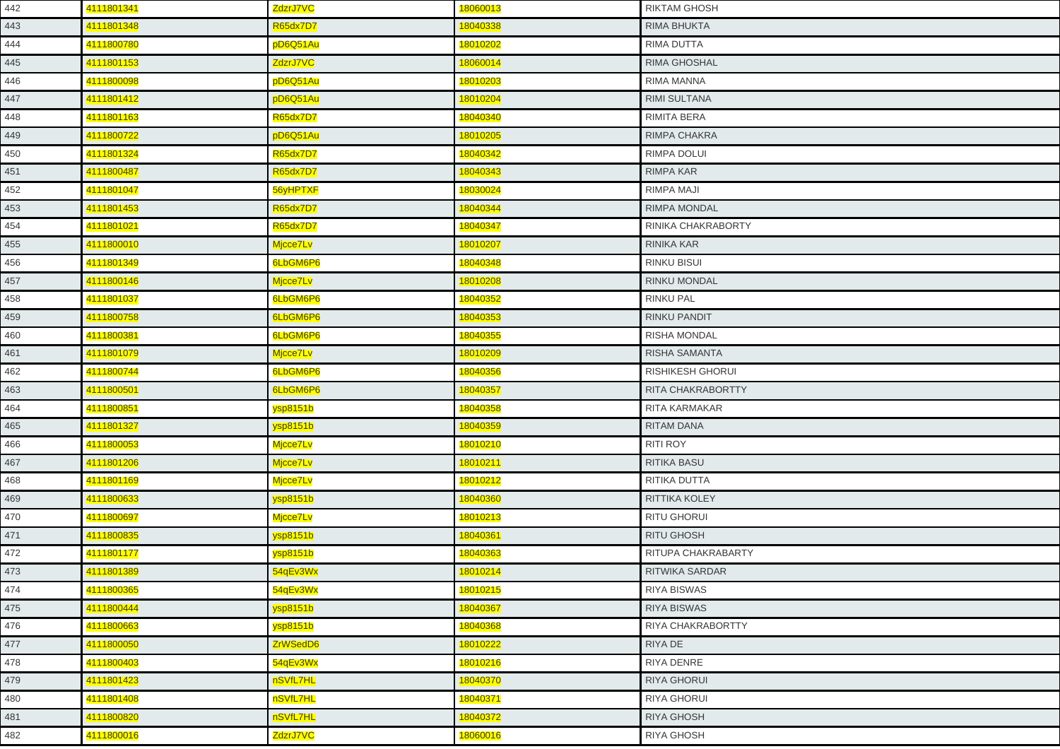| | | | | |
|---|---|---|---|---|
| 442 | 4111801341 | ZdzrJ7VC | 18060013 | RIKTAM GHOSH |
| 443 | 4111801348 | R65dx7D7 | 18040338 | RIMA BHUKTA |
| 444 | 4111800780 | pD6Q51Au | 18010202 | RIMA DUTTA |
| 445 | 4111801153 | ZdzrJ7VC | 18060014 | RIMA GHOSHAL |
| 446 | 4111800098 | pD6Q51Au | 18010203 | RIMA MANNA |
| 447 | 4111801412 | pD6Q51Au | 18010204 | RIMI SULTANA |
| 448 | 4111801163 | R65dx7D7 | 18040340 | RIMITA BERA |
| 449 | 4111800722 | pD6Q51Au | 18010205 | RIMPA CHAKRA |
| 450 | 4111801324 | R65dx7D7 | 18040342 | RIMPA DOLUI |
| 451 | 4111800487 | R65dx7D7 | 18040343 | RIMPA KAR |
| 452 | 4111801047 | 56yHPTXF | 18030024 | RIMPA MAJI |
| 453 | 4111801453 | R65dx7D7 | 18040344 | RIMPA MONDAL |
| 454 | 4111801021 | R65dx7D7 | 18040347 | RINIKA CHAKRABORTY |
| 455 | 4111800010 | Mjcce7Lv | 18010207 | RINIKA KAR |
| 456 | 4111801349 | 6LbGM6P6 | 18040348 | RINKU BISUI |
| 457 | 4111800146 | Mjcce7Lv | 18010208 | RINKU MONDAL |
| 458 | 4111801037 | 6LbGM6P6 | 18040352 | RINKU PAL |
| 459 | 4111800758 | 6LbGM6P6 | 18040353 | RINKU PANDIT |
| 460 | 4111800381 | 6LbGM6P6 | 18040355 | RISHA MONDAL |
| 461 | 4111801079 | Mjcce7Lv | 18010209 | RISHA SAMANTA |
| 462 | 4111800744 | 6LbGM6P6 | 18040356 | RISHIKESH GHORUI |
| 463 | 4111800501 | 6LbGM6P6 | 18040357 | RITA CHAKRABORTTY |
| 464 | 4111800851 | ysp8151b | 18040358 | RITA KARMAKAR |
| 465 | 4111801327 | ysp8151b | 18040359 | RITAM DANA |
| 466 | 4111800053 | Mjcce7Lv | 18010210 | RITI ROY |
| 467 | 4111801206 | Mjcce7Lv | 18010211 | RITIKA BASU |
| 468 | 4111801169 | Mjcce7Lv | 18010212 | RITIKA DUTTA |
| 469 | 4111800633 | ysp8151b | 18040360 | RITTIKA KOLEY |
| 470 | 4111800697 | Mjcce7Lv | 18010213 | RITU GHORUI |
| 471 | 4111800835 | ysp8151b | 18040361 | RITU GHOSH |
| 472 | 4111801177 | ysp8151b | 18040363 | RITUPA CHAKRABARTY |
| 473 | 4111801389 | 54qEv3Wx | 18010214 | RITWIKA SARDAR |
| 474 | 4111800365 | 54qEv3Wx | 18010215 | RIYA BISWAS |
| 475 | 4111800444 | ysp8151b | 18040367 | RIYA BISWAS |
| 476 | 4111800663 | ysp8151b | 18040368 | RIYA CHAKRABORTTY |
| 477 | 4111800050 | ZrWSedD6 | 18010222 | RIYA DE |
| 478 | 4111800403 | 54qEv3Wx | 18010216 | RIYA DENRE |
| 479 | 4111801423 | nSVfL7HL | 18040370 | RIYA GHORUI |
| 480 | 4111801408 | nSVfL7HL | 18040371 | RIYA GHORUI |
| 481 | 4111800820 | nSVfL7HL | 18040372 | RIYA GHOSH |
| 482 | 4111800016 | ZdzrJ7VC | 18060016 | RIYA GHOSH |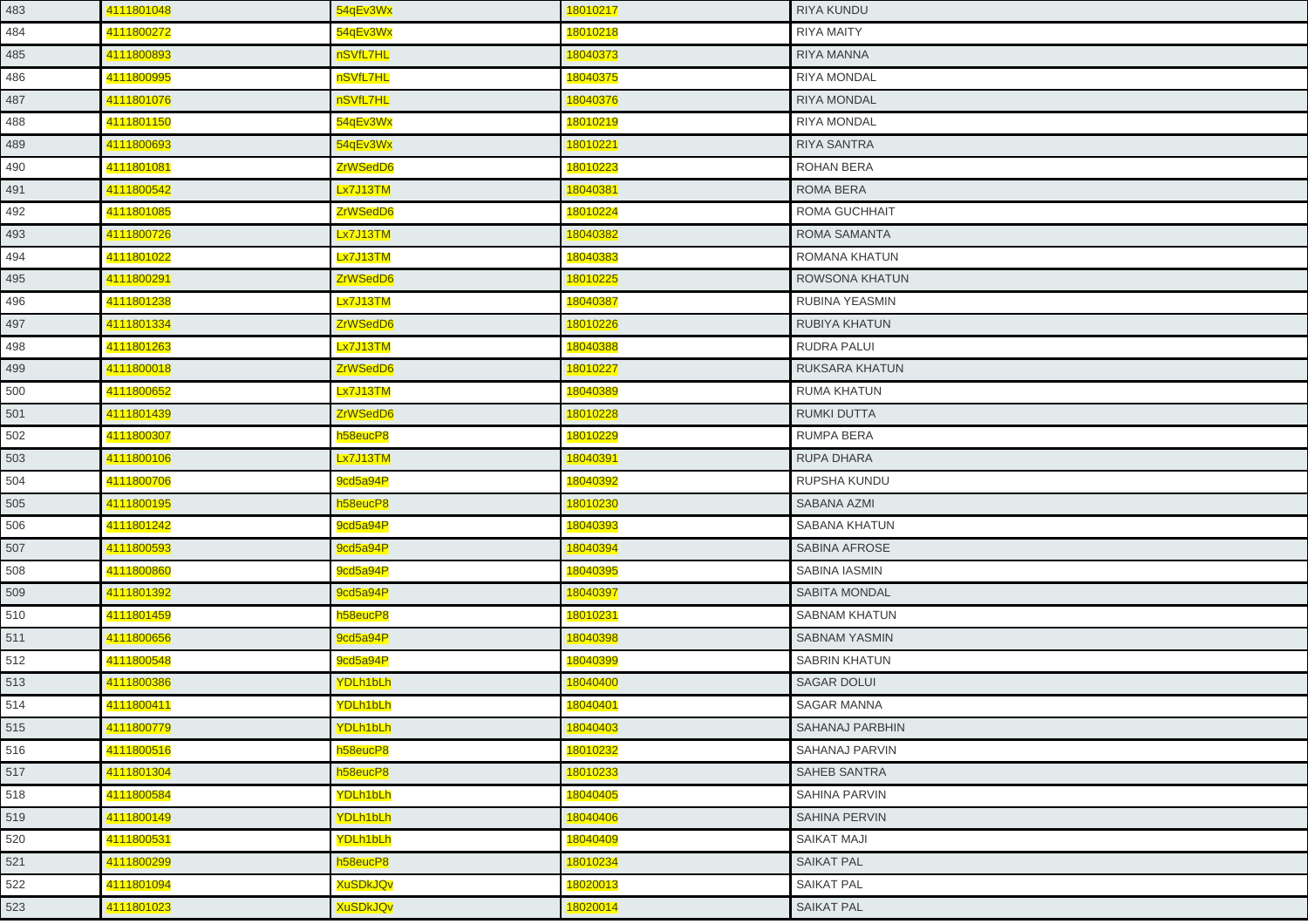| | | | | |
|---|---|---|---|---|
| 483 | 4111801048 | 54qEv3Wx | 18010217 | RIYA KUNDU |
| 484 | 4111800272 | 54qEv3Wx | 18010218 | RIYA MAITY |
| 485 | 4111800893 | nSVfL7HL | 18040373 | RIYA MANNA |
| 486 | 4111800995 | nSVfL7HL | 18040375 | RIYA MONDAL |
| 487 | 4111801076 | nSVfL7HL | 18040376 | RIYA MONDAL |
| 488 | 4111801150 | 54qEv3Wx | 18010219 | RIYA MONDAL |
| 489 | 4111800693 | 54qEv3Wx | 18010221 | RIYA SANTRA |
| 490 | 4111801081 | ZrWSedD6 | 18010223 | ROHAN BERA |
| 491 | 4111800542 | Lx7J13TM | 18040381 | ROMA BERA |
| 492 | 4111801085 | ZrWSedD6 | 18010224 | ROMA GUCHHAIT |
| 493 | 4111800726 | Lx7J13TM | 18040382 | ROMA SAMANTA |
| 494 | 4111801022 | Lx7J13TM | 18040383 | ROMANA KHATUN |
| 495 | 4111800291 | ZrWSedD6 | 18010225 | ROWSONA KHATUN |
| 496 | 4111801238 | Lx7J13TM | 18040387 | RUBINA YEASMIN |
| 497 | 4111801334 | ZrWSedD6 | 18010226 | RUBIYA KHATUN |
| 498 | 4111801263 | Lx7J13TM | 18040388 | RUDRA PALUI |
| 499 | 4111800018 | ZrWSedD6 | 18010227 | RUKSARA KHATUN |
| 500 | 4111800652 | Lx7J13TM | 18040389 | RUMA KHATUN |
| 501 | 4111801439 | ZrWSedD6 | 18010228 | RUMKI DUTTA |
| 502 | 4111800307 | h58eucP8 | 18010229 | RUMPA BERA |
| 503 | 4111800106 | Lx7J13TM | 18040391 | RUPA DHARA |
| 504 | 4111800706 | 9cd5a94P | 18040392 | RUPSHA KUNDU |
| 505 | 4111800195 | h58eucP8 | 18010230 | SABANA AZMI |
| 506 | 4111801242 | 9cd5a94P | 18040393 | SABANA KHATUN |
| 507 | 4111800593 | 9cd5a94P | 18040394 | SABINA AFROSE |
| 508 | 4111800860 | 9cd5a94P | 18040395 | SABINA IASMIN |
| 509 | 4111801392 | 9cd5a94P | 18040397 | SABITA MONDAL |
| 510 | 4111801459 | h58eucP8 | 18010231 | SABNAM KHATUN |
| 511 | 4111800656 | 9cd5a94P | 18040398 | SABNAM YASMIN |
| 512 | 4111800548 | 9cd5a94P | 18040399 | SABRIN KHATUN |
| 513 | 4111800386 | YDLh1bLh | 18040400 | SAGAR DOLUI |
| 514 | 4111800411 | YDLh1bLh | 18040401 | SAGAR MANNA |
| 515 | 4111800779 | YDLh1bLh | 18040403 | SAHANAJ PARBHIN |
| 516 | 4111800516 | h58eucP8 | 18010232 | SAHANAJ PARVIN |
| 517 | 4111801304 | h58eucP8 | 18010233 | SAHEB SANTRA |
| 518 | 4111800584 | YDLh1bLh | 18040405 | SAHINA PARVIN |
| 519 | 4111800149 | YDLh1bLh | 18040406 | SAHINA PERVIN |
| 520 | 4111800531 | YDLh1bLh | 18040409 | SAIKAT MAJI |
| 521 | 4111800299 | h58eucP8 | 18010234 | SAIKAT PAL |
| 522 | 4111801094 | XuSDkJQv | 18020013 | SAIKAT PAL |
| 523 | 4111801023 | XuSDkJQv | 18020014 | SAIKAT PAL |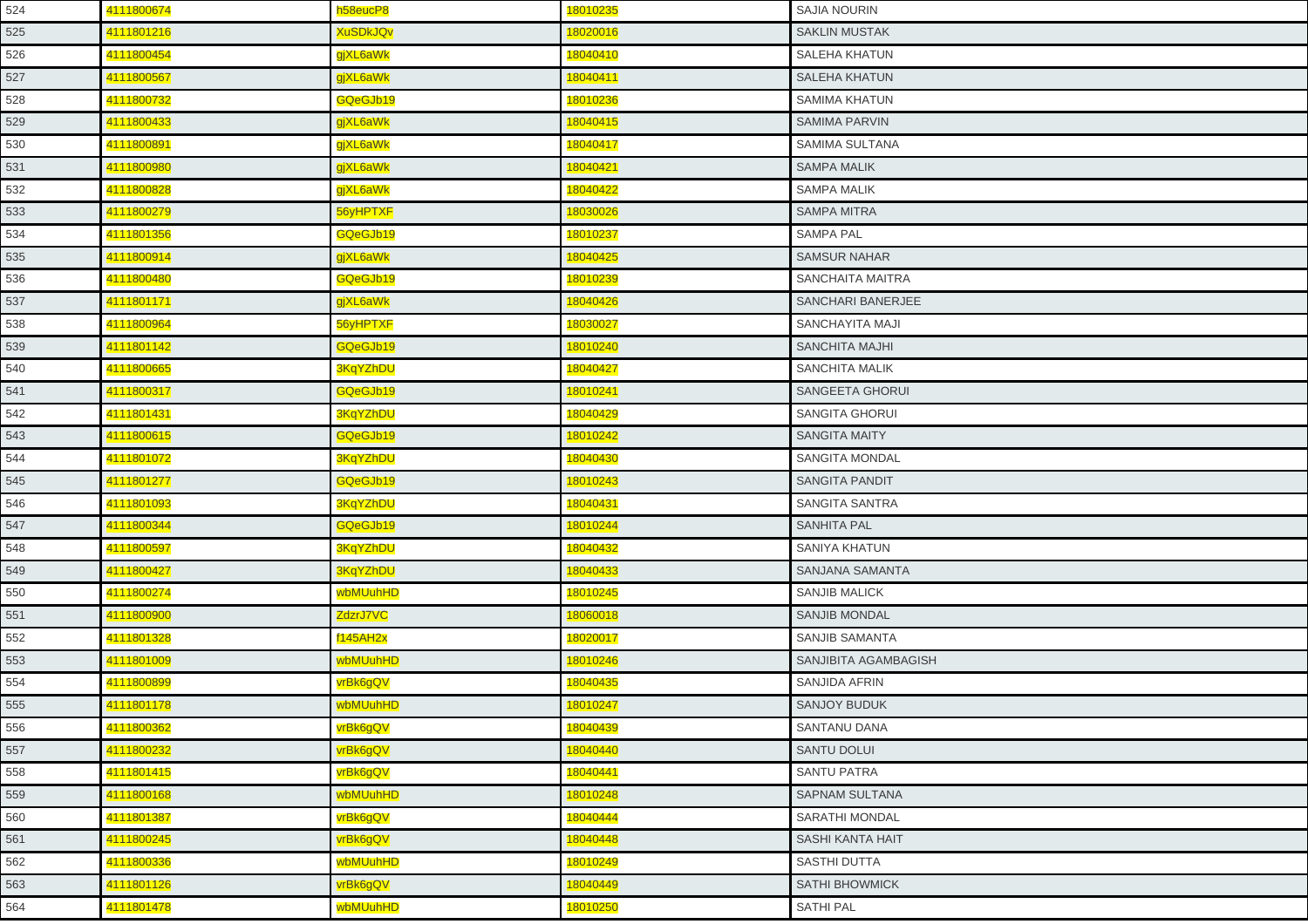| | | | | |
|---|---|---|---|---|
| 524 | 4111800674 | h58eucP8 | 18010235 | SAJIA NOURIN |
| 525 | 4111801216 | XuSDkJQv | 18020016 | SAKLIN MUSTAK |
| 526 | 4111800454 | gjXL6aWk | 18040410 | SALEHA KHATUN |
| 527 | 4111800567 | gjXL6aWk | 18040411 | SALEHA KHATUN |
| 528 | 4111800732 | GQeGJb19 | 18010236 | SAMIMA KHATUN |
| 529 | 4111800433 | gjXL6aWk | 18040415 | SAMIMA PARVIN |
| 530 | 4111800891 | gjXL6aWk | 18040417 | SAMIMA SULTANA |
| 531 | 4111800980 | gjXL6aWk | 18040421 | SAMPA MALIK |
| 532 | 4111800828 | gjXL6aWk | 18040422 | SAMPA MALIK |
| 533 | 4111800279 | 56yHPTXF | 18030026 | SAMPA MITRA |
| 534 | 4111801356 | GQeGJb19 | 18010237 | SAMPA PAL |
| 535 | 4111800914 | gjXL6aWk | 18040425 | SAMSUR NAHAR |
| 536 | 4111800480 | GQeGJb19 | 18010239 | SANCHAITA MAITRA |
| 537 | 4111801171 | gjXL6aWk | 18040426 | SANCHARI BANERJEE |
| 538 | 4111800964 | 56yHPTXF | 18030027 | SANCHAYITA MAJI |
| 539 | 4111801142 | GQeGJb19 | 18010240 | SANCHITA MAJHI |
| 540 | 4111800665 | 3KqYZhDU | 18040427 | SANCHITA MALIK |
| 541 | 4111800317 | GQeGJb19 | 18010241 | SANGEETA GHORUI |
| 542 | 4111801431 | 3KqYZhDU | 18040429 | SANGITA GHORUI |
| 543 | 4111800615 | GQeGJb19 | 18010242 | SANGITA MAITY |
| 544 | 4111801072 | 3KqYZhDU | 18040430 | SANGITA MONDAL |
| 545 | 4111801277 | GQeGJb19 | 18010243 | SANGITA PANDIT |
| 546 | 4111801093 | 3KqYZhDU | 18040431 | SANGITA SANTRA |
| 547 | 4111800344 | GQeGJb19 | 18010244 | SANHITA PAL |
| 548 | 4111800597 | 3KqYZhDU | 18040432 | SANIYA KHATUN |
| 549 | 4111800427 | 3KqYZhDU | 18040433 | SANJANA SAMANTA |
| 550 | 4111800274 | wbMUuhHD | 18010245 | SANJIB MALICK |
| 551 | 4111800900 | ZdzrJ7VC | 18060018 | SANJIB MONDAL |
| 552 | 4111801328 | f145AH2x | 18020017 | SANJIB SAMANTA |
| 553 | 4111801009 | wbMUuhHD | 18010246 | SANJIBITA AGAMBAGISH |
| 554 | 4111800899 | vrBk6gQV | 18040435 | SANJIDA AFRIN |
| 555 | 4111801178 | wbMUuhHD | 18010247 | SANJOY BUDUK |
| 556 | 4111800362 | vrBk6gQV | 18040439 | SANTANU DANA |
| 557 | 4111800232 | vrBk6gQV | 18040440 | SANTU DOLUI |
| 558 | 4111801415 | vrBk6gQV | 18040441 | SANTU PATRA |
| 559 | 4111800168 | wbMUuhHD | 18010248 | SAPNAM SULTANA |
| 560 | 4111801387 | vrBk6gQV | 18040444 | SARATHI MONDAL |
| 561 | 4111800245 | vrBk6gQV | 18040448 | SASHI KANTA HAIT |
| 562 | 4111800336 | wbMUuhHD | 18010249 | SASTHI DUTTA |
| 563 | 4111801126 | vrBk6gQV | 18040449 | SATHI BHOWMICK |
| 564 | 4111801478 | wbMUuhHD | 18010250 | SATHI PAL |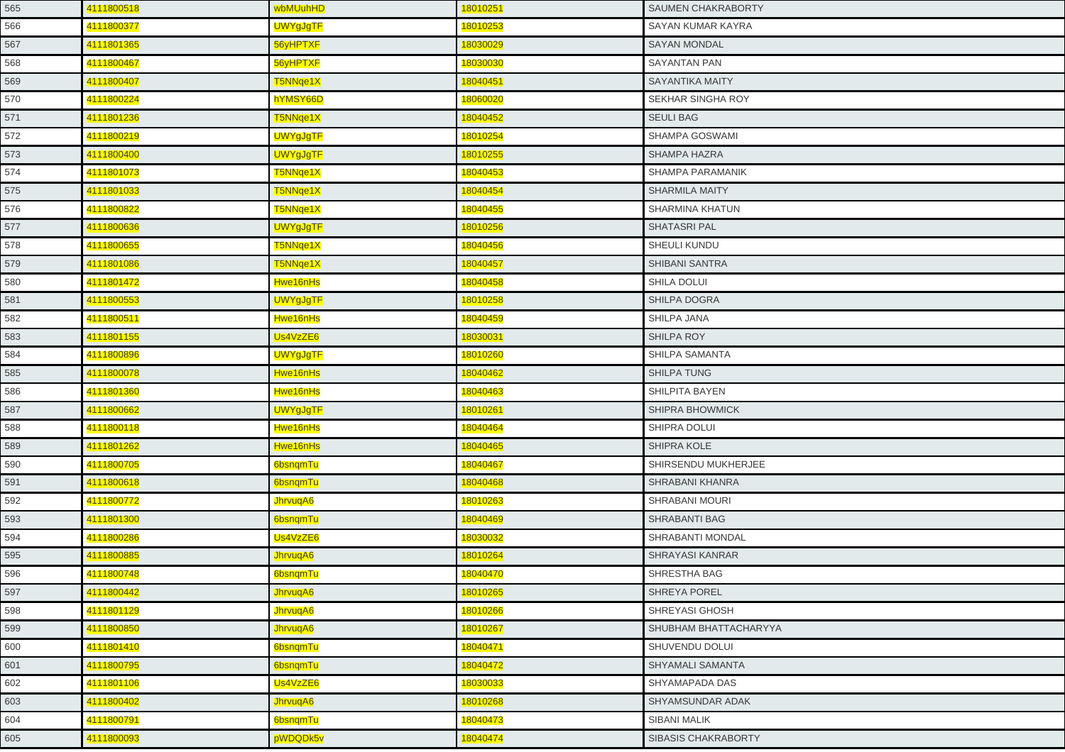| | | | | |
|---|---|---|---|---|
| 565 | 4111800518 | wbMUuhHD | 18010251 | SAUMEN CHAKRABORTY |
| 566 | 4111800377 | UWYgJgTF | 18010253 | SAYAN KUMAR KAYRA |
| 567 | 4111801365 | 56yHPTXF | 18030029 | SAYAN MONDAL |
| 568 | 4111800467 | 56yHPTXF | 18030030 | SAYANTAN PAN |
| 569 | 4111800407 | T5NNqe1X | 18040451 | SAYANTIKA MAITY |
| 570 | 4111800224 | hYMSY66D | 18060020 | SEKHAR SINGHA ROY |
| 571 | 4111801236 | T5NNqe1X | 18040452 | SEULI BAG |
| 572 | 4111800219 | UWYgJgTF | 18010254 | SHAMPA GOSWAMI |
| 573 | 4111800400 | UWYgJgTF | 18010255 | SHAMPA HAZRA |
| 574 | 4111801073 | T5NNqe1X | 18040453 | SHAMPA PARAMANIK |
| 575 | 4111801033 | T5NNqe1X | 18040454 | SHARMILA MAITY |
| 576 | 4111800822 | T5NNqe1X | 18040455 | SHARMINA KHATUN |
| 577 | 4111800636 | UWYgJgTF | 18010256 | SHATASRI PAL |
| 578 | 4111800655 | T5NNqe1X | 18040456 | SHEULI KUNDU |
| 579 | 4111801086 | T5NNqe1X | 18040457 | SHIBANI SANTRA |
| 580 | 4111801472 | Hwe16nHs | 18040458 | SHILA DOLUI |
| 581 | 4111800553 | UWYgJgTF | 18010258 | SHILPA DOGRA |
| 582 | 4111800511 | Hwe16nHs | 18040459 | SHILPA JANA |
| 583 | 4111801155 | Us4VzZE6 | 18030031 | SHILPA ROY |
| 584 | 4111800896 | UWYgJgTF | 18010260 | SHILPA SAMANTA |
| 585 | 4111800078 | Hwe16nHs | 18040462 | SHILPA TUNG |
| 586 | 4111801360 | Hwe16nHs | 18040463 | SHILPITA BAYEN |
| 587 | 4111800662 | UWYgJgTF | 18010261 | SHIPRA BHOWMICK |
| 588 | 4111800118 | Hwe16nHs | 18040464 | SHIPRA DOLUI |
| 589 | 4111801262 | Hwe16nHs | 18040465 | SHIPRA KOLE |
| 590 | 4111800705 | 6bsnqmTu | 18040467 | SHIRSENDU MUKHERJEE |
| 591 | 4111800618 | 6bsnqmTu | 18040468 | SHRABANI KHANRA |
| 592 | 4111800772 | JhrvuqA6 | 18010263 | SHRABANI MOURI |
| 593 | 4111801300 | 6bsnqmTu | 18040469 | SHRABANTI BAG |
| 594 | 4111800286 | Us4VzZE6 | 18030032 | SHRABANTI MONDAL |
| 595 | 4111800885 | JhrvuqA6 | 18010264 | SHRAYASI KANRAR |
| 596 | 4111800748 | 6bsnqmTu | 18040470 | SHRESTHA BAG |
| 597 | 4111800442 | JhrvuqA6 | 18010265 | SHREYA POREL |
| 598 | 4111801129 | JhrvuqA6 | 18010266 | SHREYASI GHOSH |
| 599 | 4111800850 | JhrvuqA6 | 18010267 | SHUBHAM BHATTACHARYYA |
| 600 | 4111801410 | 6bsnqmTu | 18040471 | SHUVENDU DOLUI |
| 601 | 4111800795 | 6bsnqmTu | 18040472 | SHYAMALI SAMANTA |
| 602 | 4111801106 | Us4VzZE6 | 18030033 | SHYAMAPADA DAS |
| 603 | 4111800402 | JhrvuqA6 | 18010268 | SHYAMSUNDAR ADAK |
| 604 | 4111800791 | 6bsnqmTu | 18040473 | SIBANI MALIK |
| 605 | 4111800093 | pWDQDk5v | 18040474 | SIBASIS CHAKRABORTY |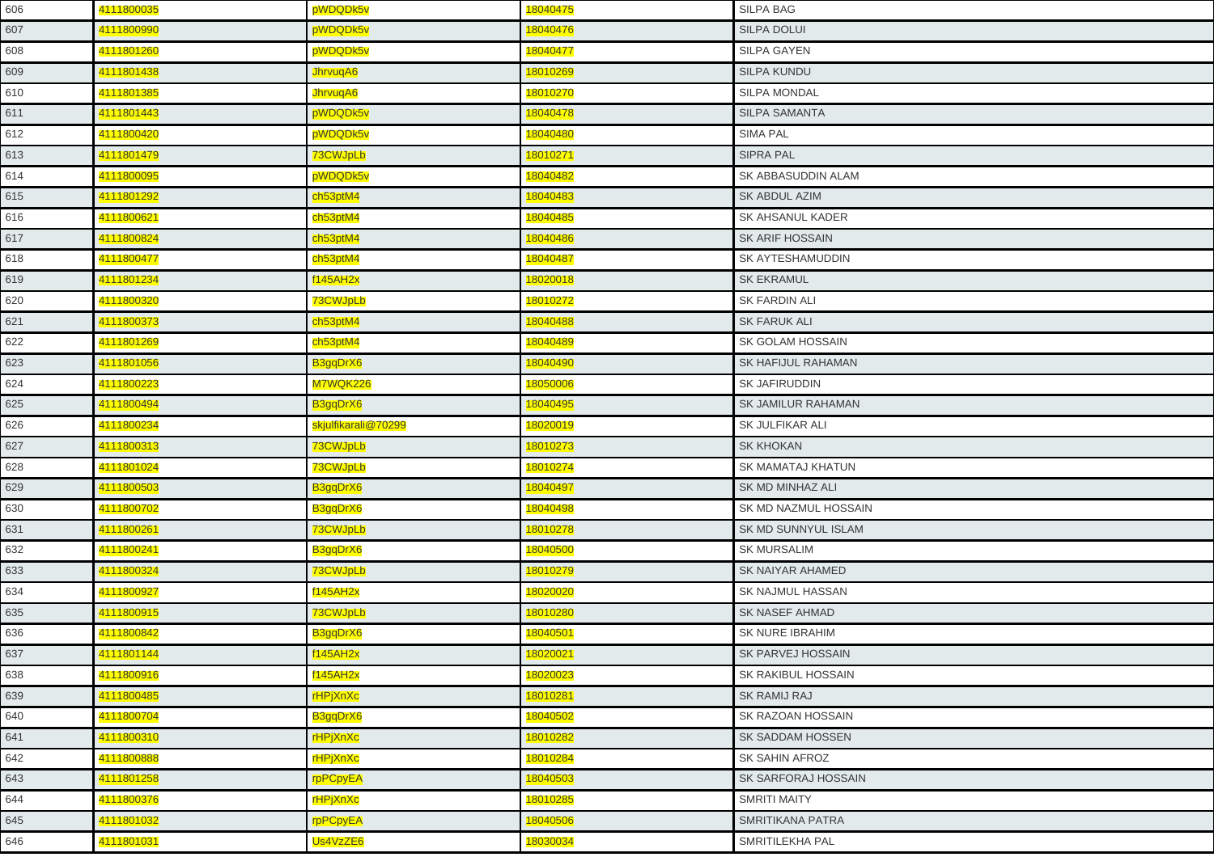| | | | | |
|---|---|---|---|---|
| 606 | 4111800035 | pWDQDk5v | 18040475 | SILPA BAG |
| 607 | 4111800990 | pWDQDk5v | 18040476 | SILPA DOLUI |
| 608 | 4111801260 | pWDQDk5v | 18040477 | SILPA GAYEN |
| 609 | 4111801438 | JhrvuqA6 | 18010269 | SILPA KUNDU |
| 610 | 4111801385 | JhrvuqA6 | 18010270 | SILPA MONDAL |
| 611 | 4111801443 | pWDQDk5v | 18040478 | SILPA SAMANTA |
| 612 | 4111800420 | pWDQDk5v | 18040480 | SIMA PAL |
| 613 | 4111801479 | 73CWJpLb | 18010271 | SIPRA PAL |
| 614 | 4111800095 | pWDQDk5v | 18040482 | SK ABBASUDDIN ALAM |
| 615 | 4111801292 | ch53ptM4 | 18040483 | SK ABDUL AZIM |
| 616 | 4111800621 | ch53ptM4 | 18040485 | SK AHSANUL KADER |
| 617 | 4111800824 | ch53ptM4 | 18040486 | SK ARIF HOSSAIN |
| 618 | 4111800477 | ch53ptM4 | 18040487 | SK AYTESHAMUDDIN |
| 619 | 4111801234 | f145AH2x | 18020018 | SK EKRAMUL |
| 620 | 4111800320 | 73CWJpLb | 18010272 | SK FARDIN ALI |
| 621 | 4111800373 | ch53ptM4 | 18040488 | SK FARUK ALI |
| 622 | 4111801269 | ch53ptM4 | 18040489 | SK GOLAM HOSSAIN |
| 623 | 4111801056 | B3gqDrX6 | 18040490 | SK HAFIJUL RAHAMAN |
| 624 | 4111800223 | M7WQK226 | 18050006 | SK JAFIRUDDIN |
| 625 | 4111800494 | B3gqDrX6 | 18040495 | SK JAMILUR RAHAMAN |
| 626 | 4111800234 | skjulfikarali@70299 | 18020019 | SK JULFIKAR ALI |
| 627 | 4111800313 | 73CWJpLb | 18010273 | SK KHOKAN |
| 628 | 4111801024 | 73CWJpLb | 18010274 | SK MAMATAJ KHATUN |
| 629 | 4111800503 | B3gqDrX6 | 18040497 | SK MD MINHAZ ALI |
| 630 | 4111800702 | B3gqDrX6 | 18040498 | SK MD NAZMUL HOSSAIN |
| 631 | 4111800261 | 73CWJpLb | 18010278 | SK MD SUNNYUL ISLAM |
| 632 | 4111800241 | B3gqDrX6 | 18040500 | SK MURSALIM |
| 633 | 4111800324 | 73CWJpLb | 18010279 | SK NAIYAR AHAMED |
| 634 | 4111800927 | f145AH2x | 18020020 | SK NAJMUL HASSAN |
| 635 | 4111800915 | 73CWJpLb | 18010280 | SK NASEF AHMAD |
| 636 | 4111800842 | B3gqDrX6 | 18040501 | SK NURE IBRAHIM |
| 637 | 4111801144 | f145AH2x | 18020021 | SK PARVEJ HOSSAIN |
| 638 | 4111800916 | f145AH2x | 18020023 | SK RAKIBUL HOSSAIN |
| 639 | 4111800485 | rHPjXnXc | 18010281 | SK RAMIJ RAJ |
| 640 | 4111800704 | B3gqDrX6 | 18040502 | SK RAZOAN HOSSAIN |
| 641 | 4111800310 | rHPjXnXc | 18010282 | SK SADDAM HOSSEN |
| 642 | 4111800888 | rHPjXnXc | 18010284 | SK SAHIN AFROZ |
| 643 | 4111801258 | rpPCpyEA | 18040503 | SK SARFORAJ HOSSAIN |
| 644 | 4111800376 | rHPjXnXc | 18010285 | SMRITI MAITY |
| 645 | 4111801032 | rpPCpyEA | 18040506 | SMRITIKANA PATRA |
| 646 | 4111801031 | Us4VzZE6 | 18030034 | SMRITILEKHA PAL |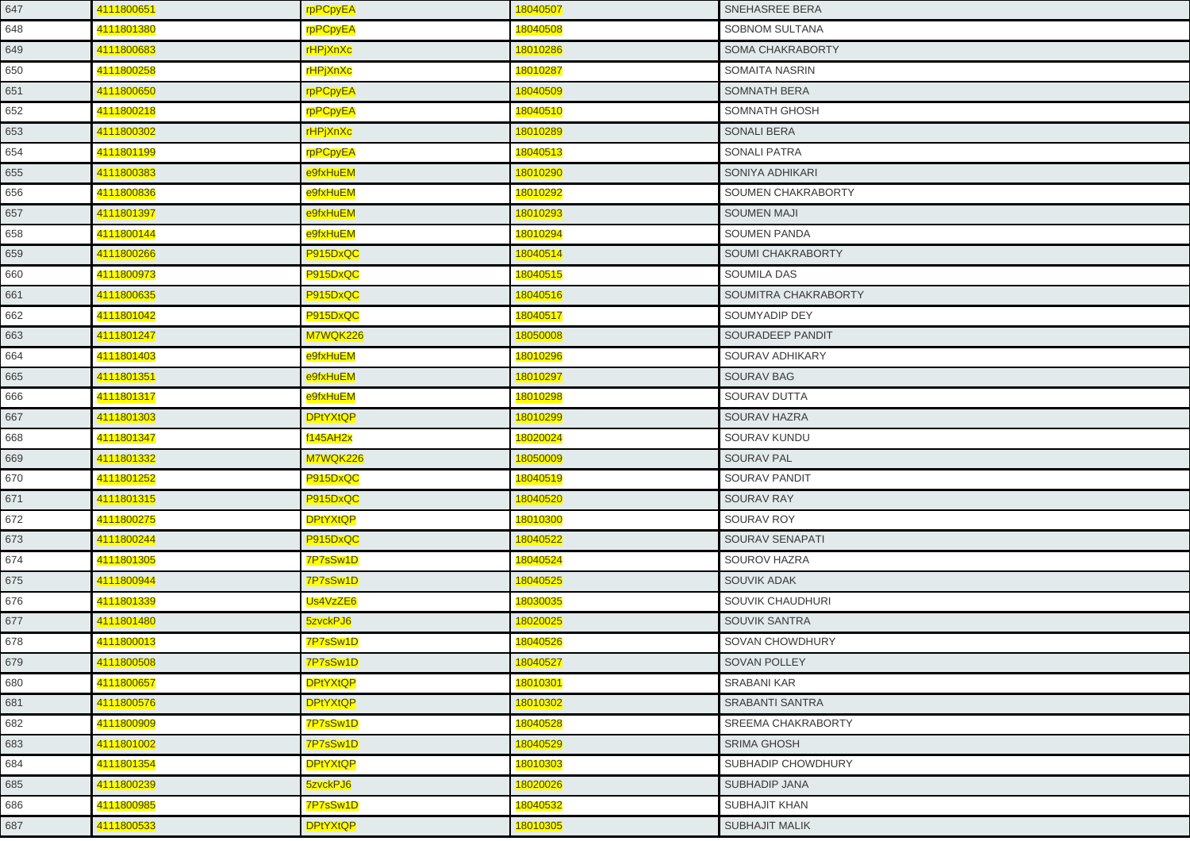| | | | | |
|---|---|---|---|---|
| 647 | 4111800651 | rpPCpyEA | 18040507 | SNEHASREE BERA |
| 648 | 4111801380 | rpPCpyEA | 18040508 | SOBNOM SULTANA |
| 649 | 4111800683 | rHPjXnXc | 18010286 | SOMA CHAKRABORTY |
| 650 | 4111800258 | rHPjXnXc | 18010287 | SOMAITA NASRIN |
| 651 | 4111800650 | rpPCpyEA | 18040509 | SOMNATH BERA |
| 652 | 4111800218 | rpPCpyEA | 18040510 | SOMNATH GHOSH |
| 653 | 4111800302 | rHPjXnXc | 18010289 | SONALI BERA |
| 654 | 4111801199 | rpPCpyEA | 18040513 | SONALI PATRA |
| 655 | 4111800383 | e9fxHuEM | 18010290 | SONIYA ADHIKARI |
| 656 | 4111800836 | e9fxHuEM | 18010292 | SOUMEN CHAKRABORTY |
| 657 | 4111801397 | e9fxHuEM | 18010293 | SOUMEN MAJI |
| 658 | 4111800144 | e9fxHuEM | 18010294 | SOUMEN PANDA |
| 659 | 4111800266 | P915DxQC | 18040514 | SOUMI CHAKRABORTY |
| 660 | 4111800973 | P915DxQC | 18040515 | SOUMILA DAS |
| 661 | 4111800635 | P915DxQC | 18040516 | SOUMITRA CHAKRABORTY |
| 662 | 4111801042 | P915DxQC | 18040517 | SOUMYADIP DEY |
| 663 | 4111801247 | M7WQK226 | 18050008 | SOURADEEP PANDIT |
| 664 | 4111801403 | e9fxHuEM | 18010296 | SOURAV ADHIKARY |
| 665 | 4111801351 | e9fxHuEM | 18010297 | SOURAV BAG |
| 666 | 4111801317 | e9fxHuEM | 18010298 | SOURAV DUTTA |
| 667 | 4111801303 | DPtYXtQP | 18010299 | SOURAV HAZRA |
| 668 | 4111801347 | f145AH2x | 18020024 | SOURAV KUNDU |
| 669 | 4111801332 | M7WQK226 | 18050009 | SOURAV PAL |
| 670 | 4111801252 | P915DxQC | 18040519 | SOURAV PANDIT |
| 671 | 4111801315 | P915DxQC | 18040520 | SOURAV RAY |
| 672 | 4111800275 | DPtYXtQP | 18010300 | SOURAV ROY |
| 673 | 4111800244 | P915DxQC | 18040522 | SOURAV SENAPATI |
| 674 | 4111801305 | 7P7sSw1D | 18040524 | SOUROV HAZRA |
| 675 | 4111800944 | 7P7sSw1D | 18040525 | SOUVIK ADAK |
| 676 | 4111801339 | Us4VzZE6 | 18030035 | SOUVIK CHAUDHURI |
| 677 | 4111801480 | 5zvckPJ6 | 18020025 | SOUVIK SANTRA |
| 678 | 4111800013 | 7P7sSw1D | 18040526 | SOVAN CHOWDHURY |
| 679 | 4111800508 | 7P7sSw1D | 18040527 | SOVAN POLLEY |
| 680 | 4111800657 | DPtYXtQP | 18010301 | SRABANI KAR |
| 681 | 4111800576 | DPtYXtQP | 18010302 | SRABANTI SANTRA |
| 682 | 4111800909 | 7P7sSw1D | 18040528 | SREEMA CHAKRABORTY |
| 683 | 4111801002 | 7P7sSw1D | 18040529 | SRIMA GHOSH |
| 684 | 4111801354 | DPtYXtQP | 18010303 | SUBHADIP CHOWDHURY |
| 685 | 4111800239 | 5zvckPJ6 | 18020026 | SUBHADIP JANA |
| 686 | 4111800985 | 7P7sSw1D | 18040532 | SUBHAJIT KHAN |
| 687 | 4111800533 | DPtYXtQP | 18010305 | SUBHAJIT MALIK |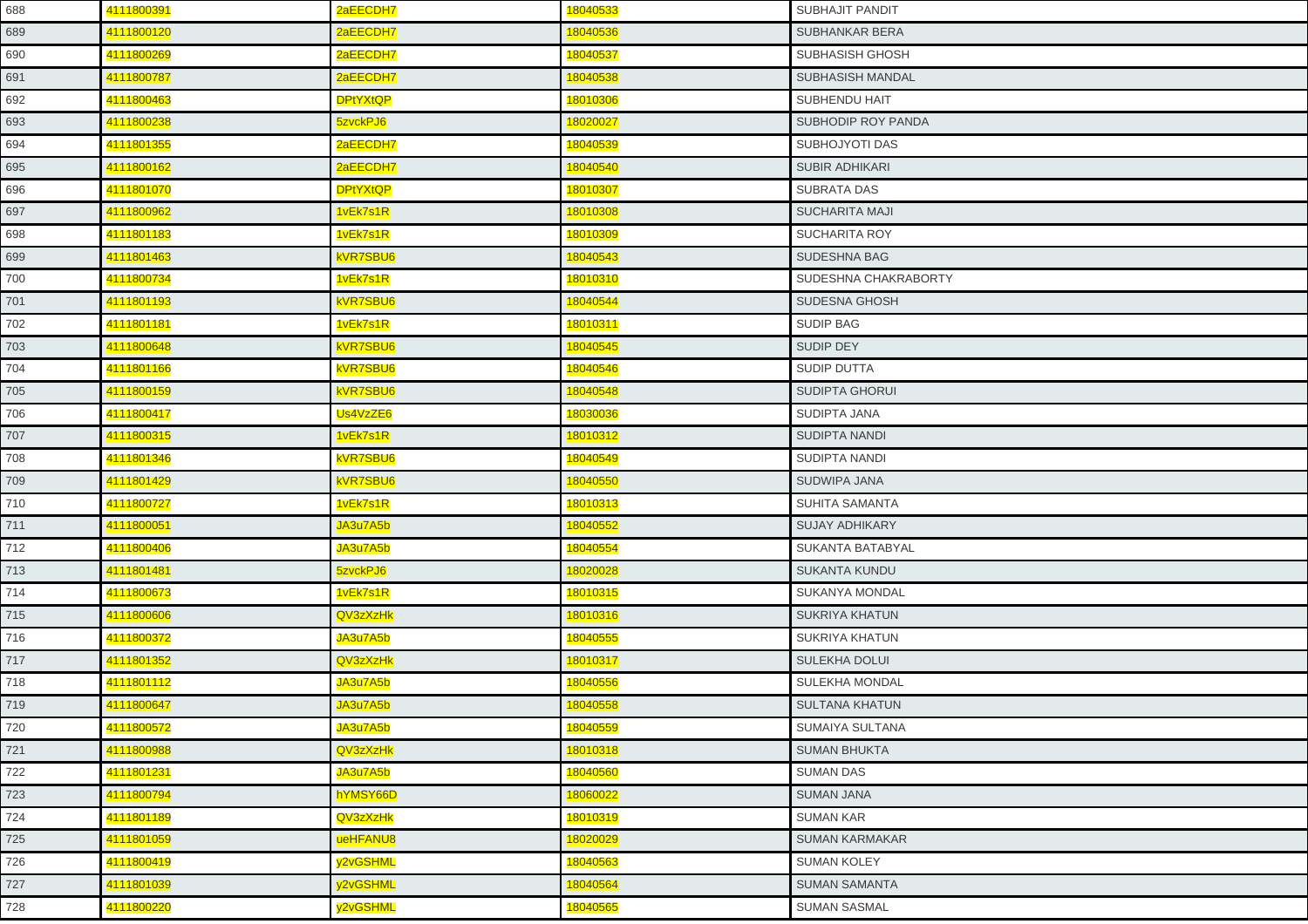| 688 | 4111800391 | 2aEECDH7 | 18040533 | SUBHAJIT PANDIT |
|---|---|---|---|---|
| 689 | 4111800120 | 2aEECDH7 | 18040536 | SUBHANKAR BERA |
| 690 | 4111800269 | 2aEECDH7 | 18040537 | SUBHASISH GHOSH |
| 691 | 4111800787 | 2aEECDH7 | 18040538 | SUBHASISH MANDAL |
| 692 | 4111800463 | DPtYXtQP | 18010306 | SUBHENDU HAIT |
| 693 | 4111800238 | 5zvckPJ6 | 18020027 | SUBHODIP ROY PANDA |
| 694 | 4111801355 | 2aEECDH7 | 18040539 | SUBHOJYOTI DAS |
| 695 | 4111800162 | 2aEECDH7 | 18040540 | SUBIR ADHIKARI |
| 696 | 4111801070 | DPtYXtQP | 18010307 | SUBRATA DAS |
| 697 | 4111800962 | 1vEk7s1R | 18010308 | SUCHARITA MAJI |
| 698 | 4111801183 | 1vEk7s1R | 18010309 | SUCHARITA ROY |
| 699 | 4111801463 | kVR7SBU6 | 18040543 | SUDESHNA BAG |
| 700 | 4111800734 | 1vEk7s1R | 18010310 | SUDESHNA CHAKRABORTY |
| 701 | 4111801193 | kVR7SBU6 | 18040544 | SUDESNA GHOSH |
| 702 | 4111801181 | 1vEk7s1R | 18010311 | SUDIP BAG |
| 703 | 4111800648 | kVR7SBU6 | 18040545 | SUDIP DEY |
| 704 | 4111801166 | kVR7SBU6 | 18040546 | SUDIP DUTTA |
| 705 | 4111800159 | kVR7SBU6 | 18040548 | SUDIPTA GHORUI |
| 706 | 4111800417 | Us4VzZE6 | 18030036 | SUDIPTA JANA |
| 707 | 4111800315 | 1vEk7s1R | 18010312 | SUDIPTA NANDI |
| 708 | 4111801346 | kVR7SBU6 | 18040549 | SUDIPTA NANDI |
| 709 | 4111801429 | kVR7SBU6 | 18040550 | SUDWIPA JANA |
| 710 | 4111800727 | 1vEk7s1R | 18010313 | SUHITA SAMANTA |
| 711 | 4111800051 | JA3u7A5b | 18040552 | SUJAY ADHIKARY |
| 712 | 4111800406 | JA3u7A5b | 18040554 | SUKANTA BATABYAL |
| 713 | 4111801481 | 5zvckPJ6 | 18020028 | SUKANTA KUNDU |
| 714 | 4111800673 | 1vEk7s1R | 18010315 | SUKANYA MONDAL |
| 715 | 4111800606 | QV3zXzHk | 18010316 | SUKRIYA KHATUN |
| 716 | 4111800372 | JA3u7A5b | 18040555 | SUKRIYA KHATUN |
| 717 | 4111801352 | QV3zXzHk | 18010317 | SULEKHA DOLUI |
| 718 | 4111801112 | JA3u7A5b | 18040556 | SULEKHA MONDAL |
| 719 | 4111800647 | JA3u7A5b | 18040558 | SULTANA KHATUN |
| 720 | 4111800572 | JA3u7A5b | 18040559 | SUMAIYA SULTANA |
| 721 | 4111800988 | QV3zXzHk | 18010318 | SUMAN BHUKTA |
| 722 | 4111801231 | JA3u7A5b | 18040560 | SUMAN DAS |
| 723 | 4111800794 | hYMSY66D | 18060022 | SUMAN JANA |
| 724 | 4111801189 | QV3zXzHk | 18010319 | SUMAN KAR |
| 725 | 4111801059 | ueHFANU8 | 18020029 | SUMAN KARMAKAR |
| 726 | 4111800419 | y2vGSHML | 18040563 | SUMAN KOLEY |
| 727 | 4111801039 | y2vGSHML | 18040564 | SUMAN SAMANTA |
| 728 | 4111800220 | y2vGSHML | 18040565 | SUMAN SASMAL |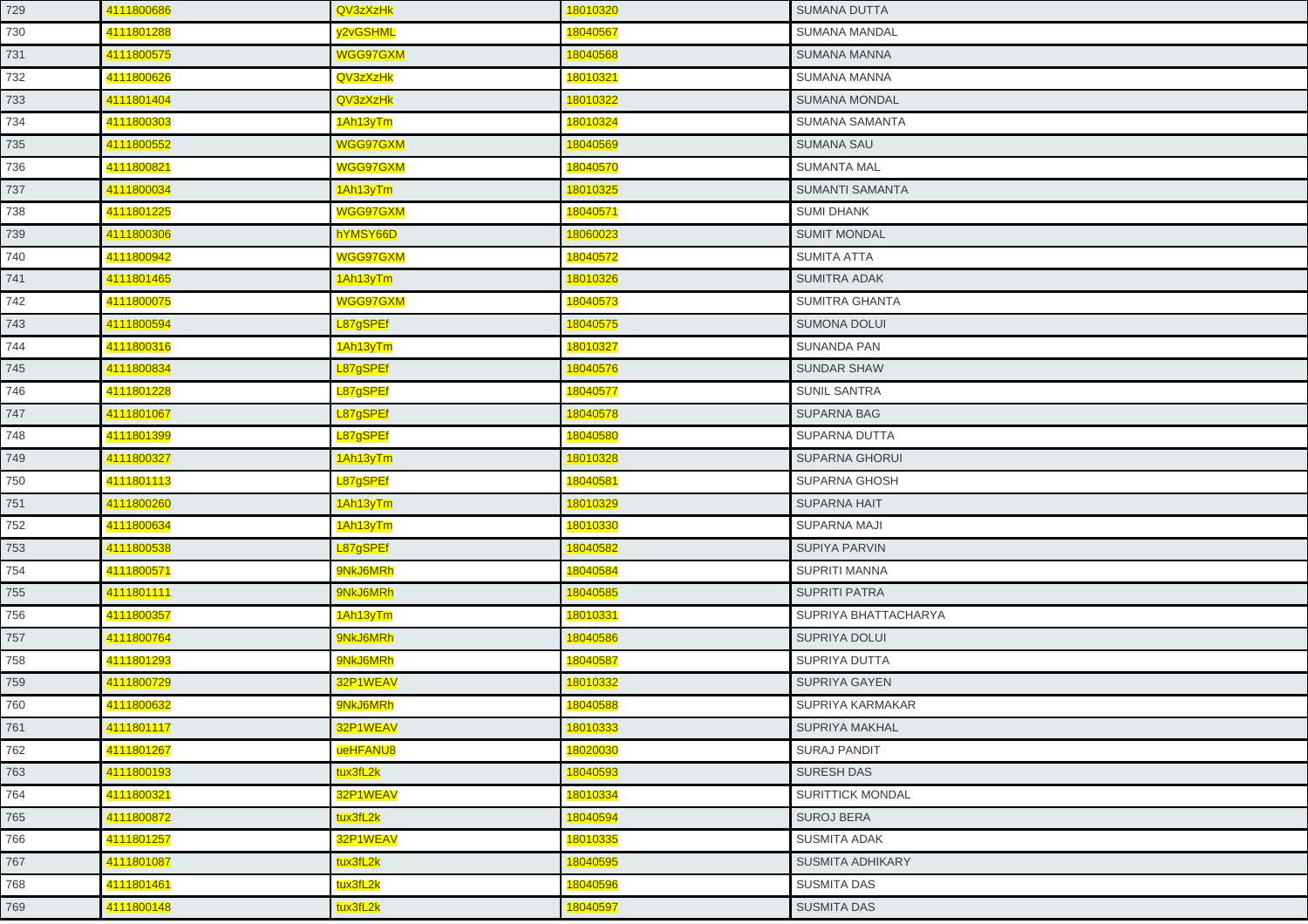| 729 | 4111800686 | QV3zXzHk | 18010320 | SUMANA DUTTA |
|---|---|---|---|---|
| 730 | 4111801288 | y2vGSHML | 18040567 | SUMANA MANDAL |
| 731 | 4111800575 | WGG97GXM | 18040568 | SUMANA MANNA |
| 732 | 4111800626 | QV3zXzHk | 18010321 | SUMANA MANNA |
| 733 | 4111801404 | QV3zXzHk | 18010322 | SUMANA MONDAL |
| 734 | 4111800303 | 1Ah13yTm | 18010324 | SUMANA SAMANTA |
| 735 | 4111800552 | WGG97GXM | 18040569 | SUMANA SAU |
| 736 | 4111800821 | WGG97GXM | 18040570 | SUMANTA MAL |
| 737 | 4111800034 | 1Ah13yTm | 18010325 | SUMANTI SAMANTA |
| 738 | 4111801225 | WGG97GXM | 18040571 | SUMI DHANK |
| 739 | 4111800306 | hYMSY66D | 18060023 | SUMIT MONDAL |
| 740 | 4111800942 | WGG97GXM | 18040572 | SUMITA ATTA |
| 741 | 4111801465 | 1Ah13yTm | 18010326 | SUMITRA ADAK |
| 742 | 4111800075 | WGG97GXM | 18040573 | SUMITRA GHANTA |
| 743 | 4111800594 | L87gSPEf | 18040575 | SUMONA DOLUI |
| 744 | 4111800316 | 1Ah13yTm | 18010327 | SUNANDA PAN |
| 745 | 4111800834 | L87gSPEf | 18040576 | SUNDAR SHAW |
| 746 | 4111801228 | L87gSPEf | 18040577 | SUNIL SANTRA |
| 747 | 4111801067 | L87gSPEf | 18040578 | SUPARNA BAG |
| 748 | 4111801399 | L87gSPEf | 18040580 | SUPARNA DUTTA |
| 749 | 4111800327 | 1Ah13yTm | 18010328 | SUPARNA GHORUI |
| 750 | 4111801113 | L87gSPEf | 18040581 | SUPARNA GHOSH |
| 751 | 4111800260 | 1Ah13yTm | 18010329 | SUPARNA HAIT |
| 752 | 4111800634 | 1Ah13yTm | 18010330 | SUPARNA MAJI |
| 753 | 4111800538 | L87gSPEf | 18040582 | SUPIYA PARVIN |
| 754 | 4111800571 | 9NkJ6MRh | 18040584 | SUPRITI MANNA |
| 755 | 4111801111 | 9NkJ6MRh | 18040585 | SUPRITI PATRA |
| 756 | 4111800357 | 1Ah13yTm | 18010331 | SUPRIYA BHATTACHARYA |
| 757 | 4111800764 | 9NkJ6MRh | 18040586 | SUPRIYA DOLUI |
| 758 | 4111801293 | 9NkJ6MRh | 18040587 | SUPRIYA DUTTA |
| 759 | 4111800729 | 32P1WEAV | 18010332 | SUPRIYA GAYEN |
| 760 | 4111800632 | 9NkJ6MRh | 18040588 | SUPRIYA KARMAKAR |
| 761 | 4111801117 | 32P1WEAV | 18010333 | SUPRIYA MAKHAL |
| 762 | 4111801267 | ueHFANU8 | 18020030 | SURAJ PANDIT |
| 763 | 4111800193 | tux3fL2k | 18040593 | SURESH DAS |
| 764 | 4111800321 | 32P1WEAV | 18010334 | SURITTICK MONDAL |
| 765 | 4111800872 | tux3fL2k | 18040594 | SUROJ BERA |
| 766 | 4111801257 | 32P1WEAV | 18010335 | SUSMITA ADAK |
| 767 | 4111801087 | tux3fL2k | 18040595 | SUSMITA ADHIKARY |
| 768 | 4111801461 | tux3fL2k | 18040596 | SUSMITA DAS |
| 769 | 4111800148 | tux3fL2k | 18040597 | SUSMITA DAS |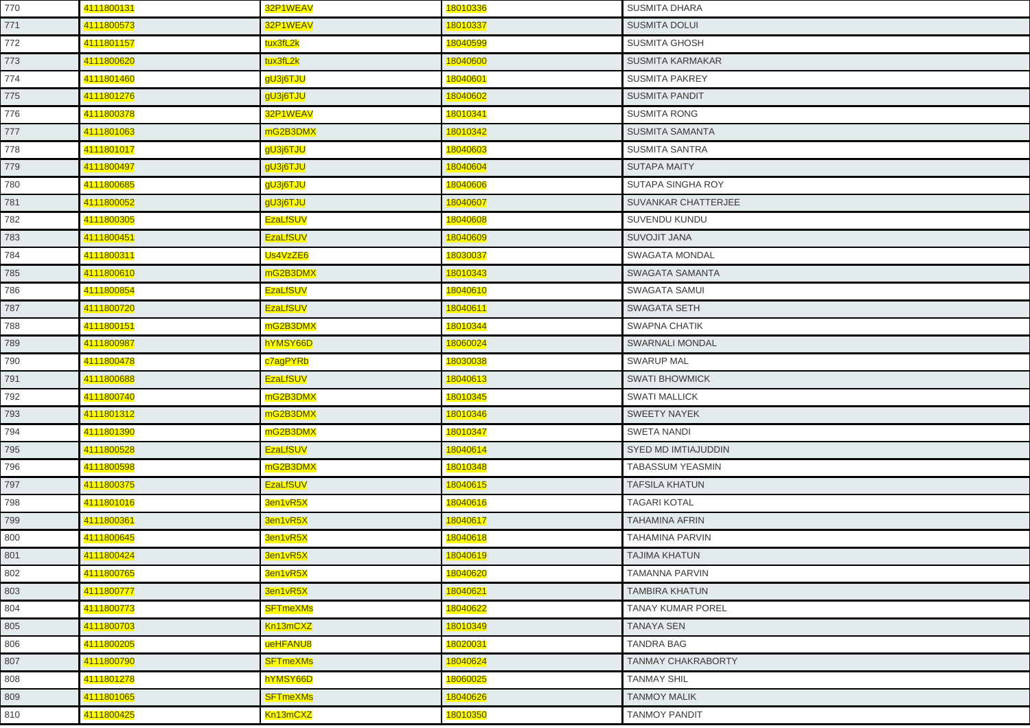| | | | | |
|---|---|---|---|---|
| 770 | 4111800131 | 32P1WEAV | 18010336 | SUSMITA DHARA |
| 771 | 4111800573 | 32P1WEAV | 18010337 | SUSMITA DOLUI |
| 772 | 4111801157 | tux3fL2k | 18040599 | SUSMITA GHOSH |
| 773 | 4111800620 | tux3fL2k | 18040600 | SUSMITA KARMAKAR |
| 774 | 4111801460 | gU3j6TJU | 18040601 | SUSMITA PAKREY |
| 775 | 4111801276 | gU3j6TJU | 18040602 | SUSMITA PANDIT |
| 776 | 4111800378 | 32P1WEAV | 18010341 | SUSMITA RONG |
| 777 | 4111801063 | mG2B3DMX | 18010342 | SUSMITA SAMANTA |
| 778 | 4111801017 | gU3j6TJU | 18040603 | SUSMITA SANTRA |
| 779 | 4111800497 | gU3j6TJU | 18040604 | SUTAPA MAITY |
| 780 | 4111800685 | gU3j6TJU | 18040606 | SUTAPA SINGHA ROY |
| 781 | 4111800052 | gU3j6TJU | 18040607 | SUVANKAR CHATTERJEE |
| 782 | 4111800305 | EzaLfSUV | 18040608 | SUVENDU KUNDU |
| 783 | 4111800451 | EzaLfSUV | 18040609 | SUVOJIT JANA |
| 784 | 4111800311 | Us4VzZE6 | 18030037 | SWAGATA MONDAL |
| 785 | 4111800610 | mG2B3DMX | 18010343 | SWAGATA SAMANTA |
| 786 | 4111800854 | EzaLfSUV | 18040610 | SWAGATA SAMUI |
| 787 | 4111800720 | EzaLfSUV | 18040611 | SWAGATA SETH |
| 788 | 4111800151 | mG2B3DMX | 18010344 | SWAPNA CHATIK |
| 789 | 4111800987 | hYMSY66D | 18060024 | SWARNALI MONDAL |
| 790 | 4111800478 | c7agPYRb | 18030038 | SWARUP MAL |
| 791 | 4111800688 | EzaLfSUV | 18040613 | SWATI BHOWMICK |
| 792 | 4111800740 | mG2B3DMX | 18010345 | SWATI MALLICK |
| 793 | 4111801312 | mG2B3DMX | 18010346 | SWEETY NAYEK |
| 794 | 4111801390 | mG2B3DMX | 18010347 | SWETA NANDI |
| 795 | 4111800528 | EzaLfSUV | 18040614 | SYED MD IMTIAJUDDIN |
| 796 | 4111800598 | mG2B3DMX | 18010348 | TABASSUM YEASMIN |
| 797 | 4111800375 | EzaLfSUV | 18040615 | TAFSILA KHATUN |
| 798 | 4111801016 | 3en1vR5X | 18040616 | TAGARI KOTAL |
| 799 | 4111800361 | 3en1vR5X | 18040617 | TAHAMINA AFRIN |
| 800 | 4111800645 | 3en1vR5X | 18040618 | TAHAMINA PARVIN |
| 801 | 4111800424 | 3en1vR5X | 18040619 | TAJIMA KHATUN |
| 802 | 4111800765 | 3en1vR5X | 18040620 | TAMANNA PARVIN |
| 803 | 4111800777 | 3en1vR5X | 18040621 | TAMBIRA KHATUN |
| 804 | 4111800773 | SFTmeXMs | 18040622 | TANAY KUMAR POREL |
| 805 | 4111800703 | Kn13mCXZ | 18010349 | TANAYA SEN |
| 806 | 4111800205 | ueHFANU8 | 18020031 | TANDRA BAG |
| 807 | 4111800790 | SFTmeXMs | 18040624 | TANMAY CHAKRABORTY |
| 808 | 4111801278 | hYMSY66D | 18060025 | TANMAY SHIL |
| 809 | 4111801065 | SFTmeXMs | 18040626 | TANMOY MALIK |
| 810 | 4111800425 | Kn13mCXZ | 18010350 | TANMOY PANDIT |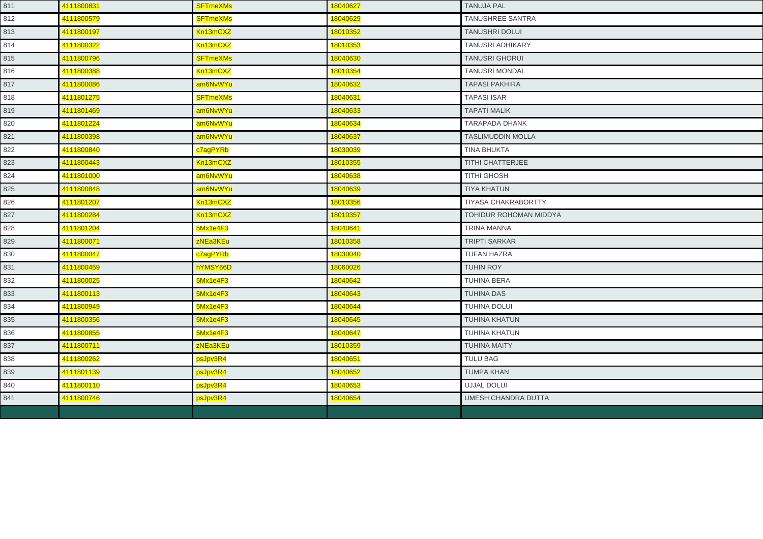| | | | | |
|---|---|---|---|---|
| 811 | 4111800831 | SFTmeXMs | 18040627 | TANUJA PAL |
| 812 | 4111800579 | SFTmeXMs | 18040629 | TANUSHREE SANTRA |
| 813 | 4111800197 | Kn13mCXZ | 18010352 | TANUSHRI DOLUI |
| 814 | 4111800322 | Kn13mCXZ | 18010353 | TANUSRI ADHIKARY |
| 815 | 4111800796 | SFTmeXMs | 18040630 | TANUSRI GHORUI |
| 816 | 4111800388 | Kn13mCXZ | 18010354 | TANUSRI MONDAL |
| 817 | 4111800086 | am6NvWYu | 18040632 | TAPASI PAKHIRA |
| 818 | 4111801275 | SFTmeXMs | 18040631 | TAPASI ISAR |
| 819 | 4111801469 | am6NvWYu | 18040633 | TAPATI MALIK |
| 820 | 4111801224 | am6NvWYu | 18040634 | TARAPADA DHANK |
| 821 | 4111800398 | am6NvWYu | 18040637 | TASLIMUDDIN MOLLA |
| 822 | 4111800840 | c7agPYRb | 18030039 | TINA BHUKTA |
| 823 | 4111800443 | Kn13mCXZ | 18010355 | TITHI CHATTERJEE |
| 824 | 4111801000 | am6NvWYu | 18040638 | TITHI GHOSH |
| 825 | 4111800848 | am6NvWYu | 18040639 | TIYA KHATUN |
| 826 | 4111801207 | Kn13mCXZ | 18010356 | TIYASA CHAKRABORTTY |
| 827 | 4111800284 | Kn13mCXZ | 18010357 | TOHIDUR ROHOMAN MIDDYA |
| 828 | 4111801204 | 5Mx1e4F3 | 18040641 | TRINA MANNA |
| 829 | 4111800071 | zNEa3KEu | 18010358 | TRIPTI SARKAR |
| 830 | 4111800047 | c7agPYRb | 18030040 | TUFAN HAZRA |
| 831 | 4111800459 | hYMSY66D | 18060026 | TUHIN ROY |
| 832 | 4111800025 | 5Mx1e4F3 | 18040642 | TUHINA BERA |
| 833 | 4111800113 | 5Mx1e4F3 | 18040643 | TUHINA DAS |
| 834 | 4111800949 | 5Mx1e4F3 | 18040644 | TUHINA DOLUI |
| 835 | 4111800356 | 5Mx1e4F3 | 18040645 | TUHINA KHATUN |
| 836 | 4111800855 | 5Mx1e4F3 | 18040647 | TUHINA KHATUN |
| 837 | 4111800711 | zNEa3KEu | 18010359 | TUHINA MAITY |
| 838 | 4111800262 | psJpv3R4 | 18040651 | TULU BAG |
| 839 | 4111801139 | psJpv3R4 | 18040652 | TUMPA KHAN |
| 840 | 4111800110 | psJpv3R4 | 18040653 | UJJAL DOLUI |
| 841 | 4111800746 | psJpv3R4 | 18040654 | UMESH CHANDRA DUTTA |